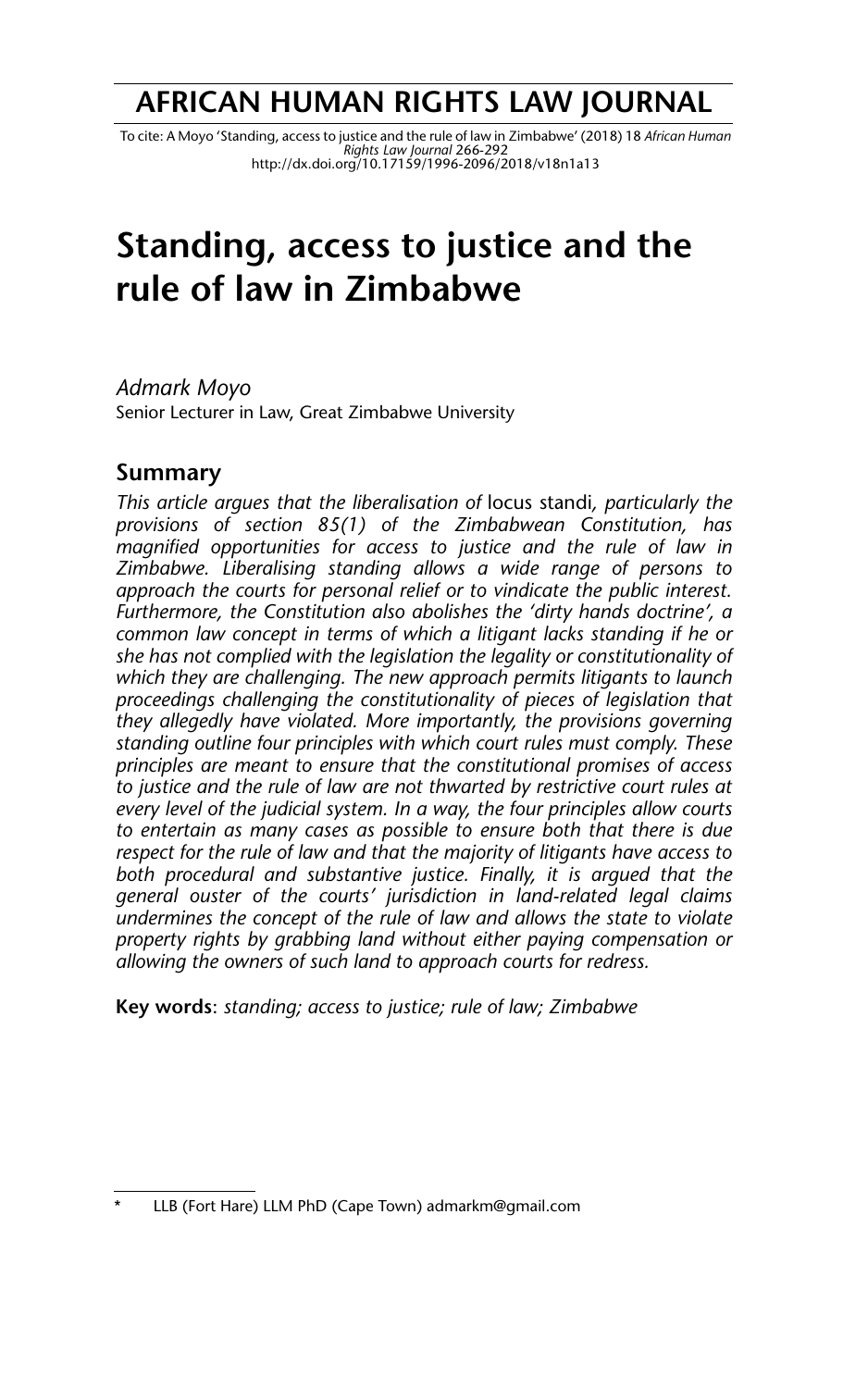# AFRICAN HUMAN RIGHTS LAW JOURNAL

To cite: A Moyo 'Standing, access to justice and the rule of law in Zimbabwe' (2018) 18 *African Human Rights Law Journal* 266-292
http://dx.doi.org/10.17159/1996-2096/2018/v18n1a13

# Standing, access to justice and the rule of law in Zimbabwe

*Admark Moyo*
Senior Lecturer in Law, Great Zimbabwe University

## Summary

*This article argues that the liberalisation of* locus standi*, particularly the provisions of section 85(1) of the Zimbabwean Constitution, has magnified opportunities for access to justice and the rule of law in Zimbabwe. Liberalising standing allows a wide range of persons to approach the courts for personal relief or to vindicate the public interest. Furthermore, the Constitution also abolishes the 'dirty hands doctrine', a common law concept in terms of which a litigant lacks standing if he or she has not complied with the legislation the legality or constitutionality of which they are challenging. The new approach permits litigants to launch proceedings challenging the constitutionality of pieces of legislation that they allegedly have violated. More importantly, the provisions governing standing outline four principles with which court rules must comply. These principles are meant to ensure that the constitutional promises of access to justice and the rule of law are not thwarted by restrictive court rules at every level of the judicial system. In a way, the four principles allow courts to entertain as many cases as possible to ensure both that there is due respect for the rule of law and that the majority of litigants have access to both procedural and substantive justice. Finally, it is argued that the general ouster of the courts' jurisdiction in land-related legal claims undermines the concept of the rule of law and allows the state to violate property rights by grabbing land without either paying compensation or allowing the owners of such land to approach courts for redress.*

**Key words**: *standing; access to justice; rule of law; Zimbabwe*

---

\* LLB (Fort Hare) LLM PhD (Cape Town) admarkm@gmail.com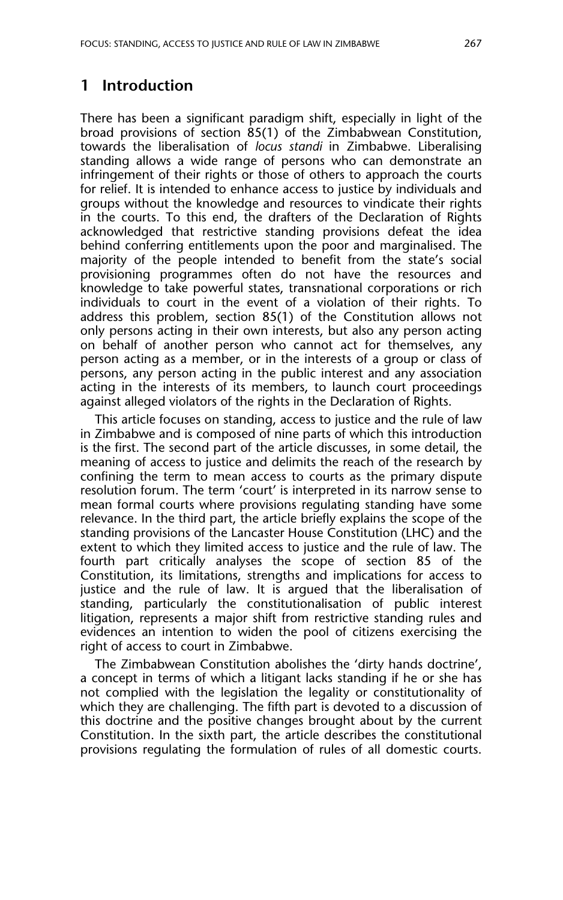## 1 Introduction

There has been a significant paradigm shift, especially in light of the broad provisions of section 85(1) of the Zimbabwean Constitution, towards the liberalisation of *locus standi* in Zimbabwe. Liberalising standing allows a wide range of persons who can demonstrate an infringement of their rights or those of others to approach the courts for relief. It is intended to enhance access to justice by individuals and groups without the knowledge and resources to vindicate their rights in the courts. To this end, the drafters of the Declaration of Rights acknowledged that restrictive standing provisions defeat the idea behind conferring entitlements upon the poor and marginalised. The majority of the people intended to benefit from the state's social provisioning programmes often do not have the resources and knowledge to take powerful states, transnational corporations or rich individuals to court in the event of a violation of their rights. To address this problem, section 85(1) of the Constitution allows not only persons acting in their own interests, but also any person acting on behalf of another person who cannot act for themselves, any person acting as a member, or in the interests of a group or class of persons, any person acting in the public interest and any association acting in the interests of its members, to launch court proceedings against alleged violators of the rights in the Declaration of Rights.

This article focuses on standing, access to justice and the rule of law in Zimbabwe and is composed of nine parts of which this introduction is the first. The second part of the article discusses, in some detail, the meaning of access to justice and delimits the reach of the research by confining the term to mean access to courts as the primary dispute resolution forum. The term 'court' is interpreted in its narrow sense to mean formal courts where provisions regulating standing have some relevance. In the third part, the article briefly explains the scope of the standing provisions of the Lancaster House Constitution (LHC) and the extent to which they limited access to justice and the rule of law. The fourth part critically analyses the scope of section 85 of the Constitution, its limitations, strengths and implications for access to justice and the rule of law. It is argued that the liberalisation of standing, particularly the constitutionalisation of public interest litigation, represents a major shift from restrictive standing rules and evidences an intention to widen the pool of citizens exercising the right of access to court in Zimbabwe.

The Zimbabwean Constitution abolishes the 'dirty hands doctrine', a concept in terms of which a litigant lacks standing if he or she has not complied with the legislation the legality or constitutionality of which they are challenging. The fifth part is devoted to a discussion of this doctrine and the positive changes brought about by the current Constitution. In the sixth part, the article describes the constitutional provisions regulating the formulation of rules of all domestic courts.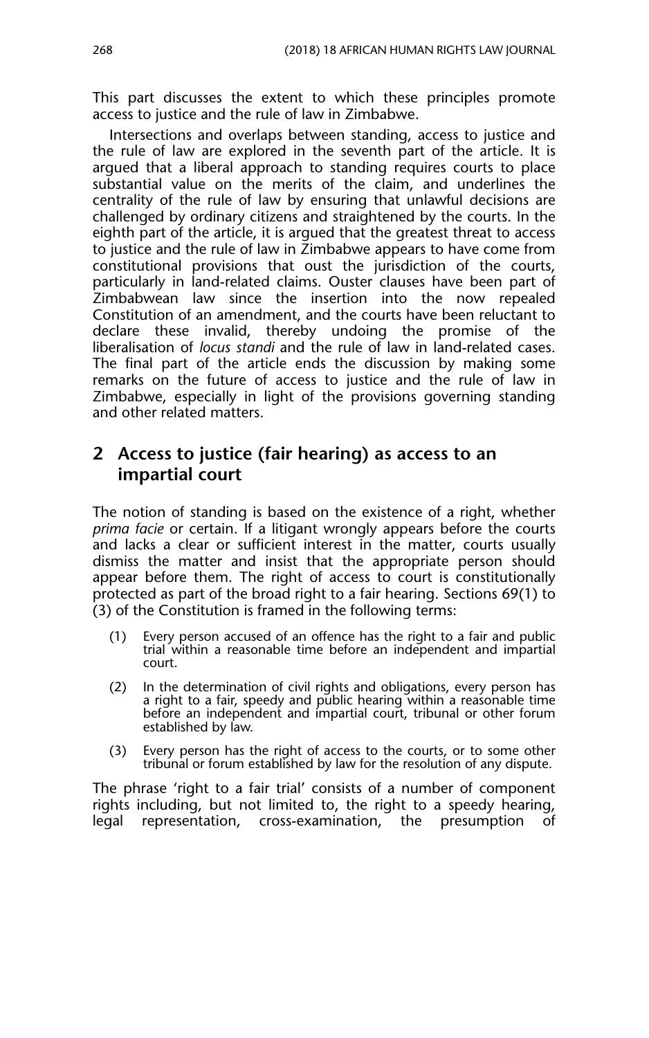This part discusses the extent to which these principles promote access to justice and the rule of law in Zimbabwe.

Intersections and overlaps between standing, access to justice and the rule of law are explored in the seventh part of the article. It is argued that a liberal approach to standing requires courts to place substantial value on the merits of the claim, and underlines the centrality of the rule of law by ensuring that unlawful decisions are challenged by ordinary citizens and straightened by the courts. In the eighth part of the article, it is argued that the greatest threat to access to justice and the rule of law in Zimbabwe appears to have come from constitutional provisions that oust the jurisdiction of the courts, particularly in land-related claims. Ouster clauses have been part of Zimbabwean law since the insertion into the now repealed Constitution of an amendment, and the courts have been reluctant to declare these invalid, thereby undoing the promise of the liberalisation of *locus standi* and the rule of law in land-related cases. The final part of the article ends the discussion by making some remarks on the future of access to justice and the rule of law in Zimbabwe, especially in light of the provisions governing standing and other related matters.

## 2 Access to justice (fair hearing) as access to an impartial court

The notion of standing is based on the existence of a right, whether *prima facie* or certain. If a litigant wrongly appears before the courts and lacks a clear or sufficient interest in the matter, courts usually dismiss the matter and insist that the appropriate person should appear before them. The right of access to court is constitutionally protected as part of the broad right to a fair hearing. Sections 69(1) to (3) of the Constitution is framed in the following terms:

> (1) Every person accused of an offence has the right to a fair and public trial within a reasonable time before an independent and impartial court.
>
> (2) In the determination of civil rights and obligations, every person has a right to a fair, speedy and public hearing within a reasonable time before an independent and impartial court, tribunal or other forum established by law.
>
> (3) Every person has the right of access to the courts, or to some other tribunal or forum established by law for the resolution of any dispute.

The phrase 'right to a fair trial' consists of a number of component rights including, but not limited to, the right to a speedy hearing, legal representation, cross-examination, the presumption of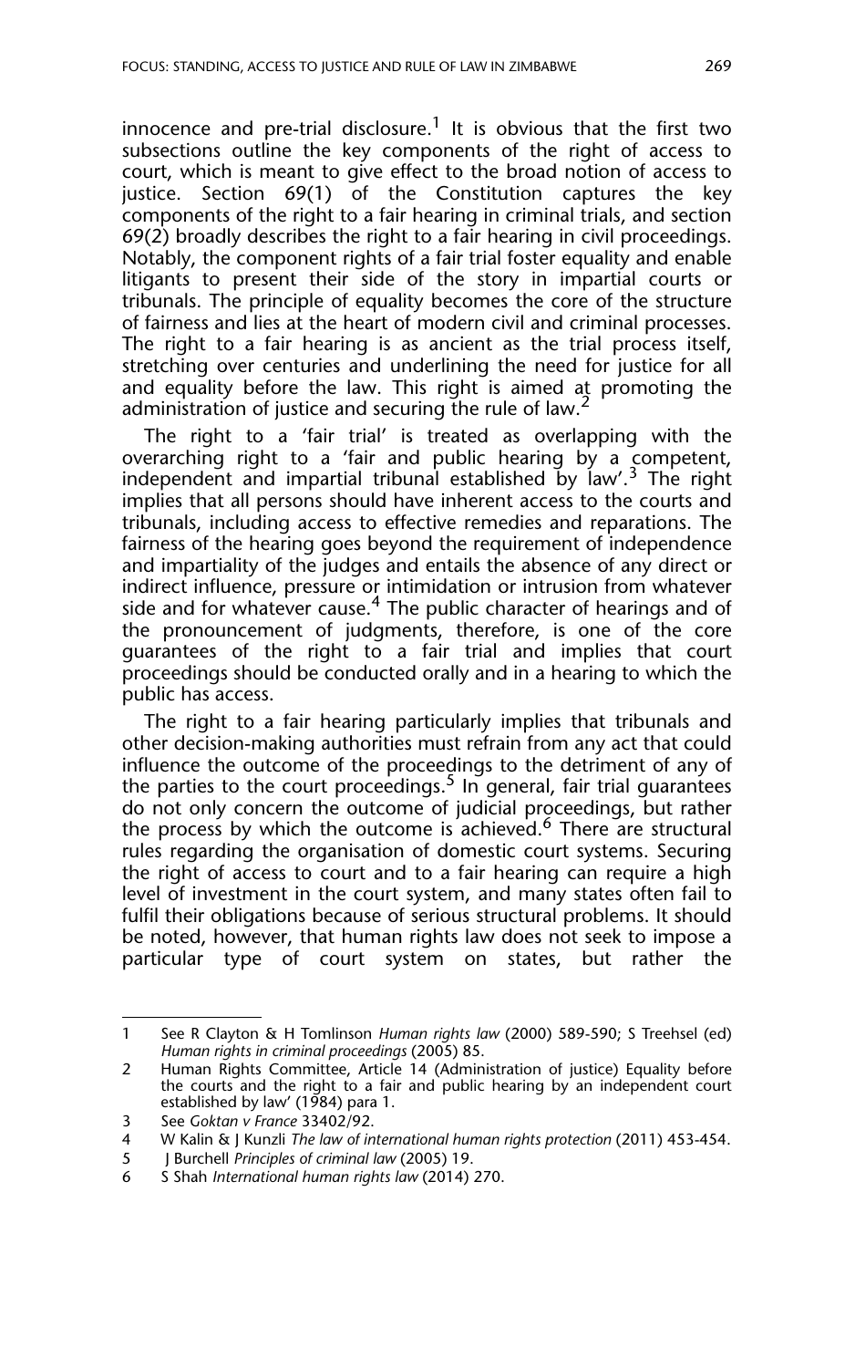innocence and pre-trial disclosure.[1] It is obvious that the first two subsections outline the key components of the right of access to court, which is meant to give effect to the broad notion of access to justice. Section 69(1) of the Constitution captures the key components of the right to a fair hearing in criminal trials, and section 69(2) broadly describes the right to a fair hearing in civil proceedings. Notably, the component rights of a fair trial foster equality and enable litigants to present their side of the story in impartial courts or tribunals. The principle of equality becomes the core of the structure of fairness and lies at the heart of modern civil and criminal processes. The right to a fair hearing is as ancient as the trial process itself, stretching over centuries and underlining the need for justice for all and equality before the law. This right is aimed at promoting the administration of justice and securing the rule of law.[2]

The right to a 'fair trial' is treated as overlapping with the overarching right to a 'fair and public hearing by a competent, independent and impartial tribunal established by law'.[3] The right implies that all persons should have inherent access to the courts and tribunals, including access to effective remedies and reparations. The fairness of the hearing goes beyond the requirement of independence and impartiality of the judges and entails the absence of any direct or indirect influence, pressure or intimidation or intrusion from whatever side and for whatever cause.[4] The public character of hearings and of the pronouncement of judgments, therefore, is one of the core guarantees of the right to a fair trial and implies that court proceedings should be conducted orally and in a hearing to which the public has access.

The right to a fair hearing particularly implies that tribunals and other decision-making authorities must refrain from any act that could influence the outcome of the proceedings to the detriment of any of the parties to the court proceedings.[5] In general, fair trial guarantees do not only concern the outcome of judicial proceedings, but rather the process by which the outcome is achieved.[6] There are structural rules regarding the organisation of domestic court systems. Securing the right of access to court and to a fair hearing can require a high level of investment in the court system, and many states often fail to fulfil their obligations because of serious structural problems. It should be noted, however, that human rights law does not seek to impose a particular type of court system on states, but rather the

---

1 See R Clayton & H Tomlinson *Human rights law* (2000) 589-590; S Treehsel (ed) *Human rights in criminal proceedings* (2005) 85.

2 Human Rights Committee, Article 14 (Administration of justice) Equality before the courts and the right to a fair and public hearing by an independent court established by law' (1984) para 1.

3 See *Goktan v France* 33402/92.

4 W Kalin & J Kunzli *The law of international human rights protection* (2011) 453-454.

5 J Burchell *Principles of criminal law* (2005) 19.

6 S Shah *International human rights law* (2014) 270.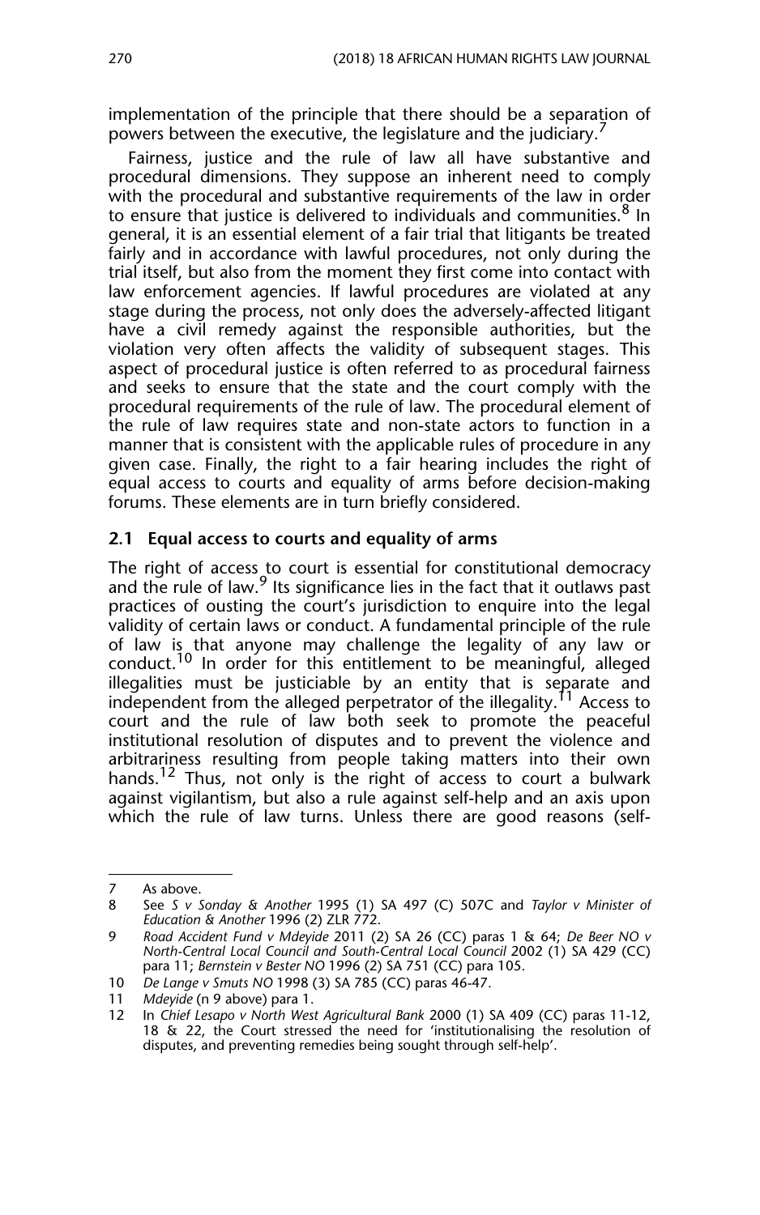implementation of the principle that there should be a separation of powers between the executive, the legislature and the judiciary.[7]

Fairness, justice and the rule of law all have substantive and procedural dimensions. They suppose an inherent need to comply with the procedural and substantive requirements of the law in order to ensure that justice is delivered to individuals and communities.[8] In general, it is an essential element of a fair trial that litigants be treated fairly and in accordance with lawful procedures, not only during the trial itself, but also from the moment they first come into contact with law enforcement agencies. If lawful procedures are violated at any stage during the process, not only does the adversely-affected litigant have a civil remedy against the responsible authorities, but the violation very often affects the validity of subsequent stages. This aspect of procedural justice is often referred to as procedural fairness and seeks to ensure that the state and the court comply with the procedural requirements of the rule of law. The procedural element of the rule of law requires state and non-state actors to function in a manner that is consistent with the applicable rules of procedure in any given case. Finally, the right to a fair hearing includes the right of equal access to courts and equality of arms before decision-making forums. These elements are in turn briefly considered.

### 2.1 Equal access to courts and equality of arms

The right of access to court is essential for constitutional democracy and the rule of law.[9] Its significance lies in the fact that it outlaws past practices of ousting the court's jurisdiction to enquire into the legal validity of certain laws or conduct. A fundamental principle of the rule of law is that anyone may challenge the legality of any law or conduct.[10] In order for this entitlement to be meaningful, alleged illegalities must be justiciable by an entity that is separate and independent from the alleged perpetrator of the illegality.[11] Access to court and the rule of law both seek to promote the peaceful institutional resolution of disputes and to prevent the violence and arbitrariness resulting from people taking matters into their own hands.[12] Thus, not only is the right of access to court a bulwark against vigilantism, but also a rule against self-help and an axis upon which the rule of law turns. Unless there are good reasons (self-

---

7 As above.

8 See *S v Sonday & Another* 1995 (1) SA 497 (C) 507C and *Taylor v Minister of Education & Another* 1996 (2) ZLR 772.

9 *Road Accident Fund v Mdeyide* 2011 (2) SA 26 (CC) paras 1 & 64; *De Beer NO v North-Central Local Council and South-Central Local Council* 2002 (1) SA 429 (CC) para 11; *Bernstein v Bester NO* 1996 (2) SA 751 (CC) para 105.

10 *De Lange v Smuts NO* 1998 (3) SA 785 (CC) paras 46-47.

11 *Mdeyide* (n 9 above) para 1.

12 In *Chief Lesapo v North West Agricultural Bank* 2000 (1) SA 409 (CC) paras 11-12, 18 & 22, the Court stressed the need for 'institutionalising the resolution of disputes, and preventing remedies being sought through self-help'.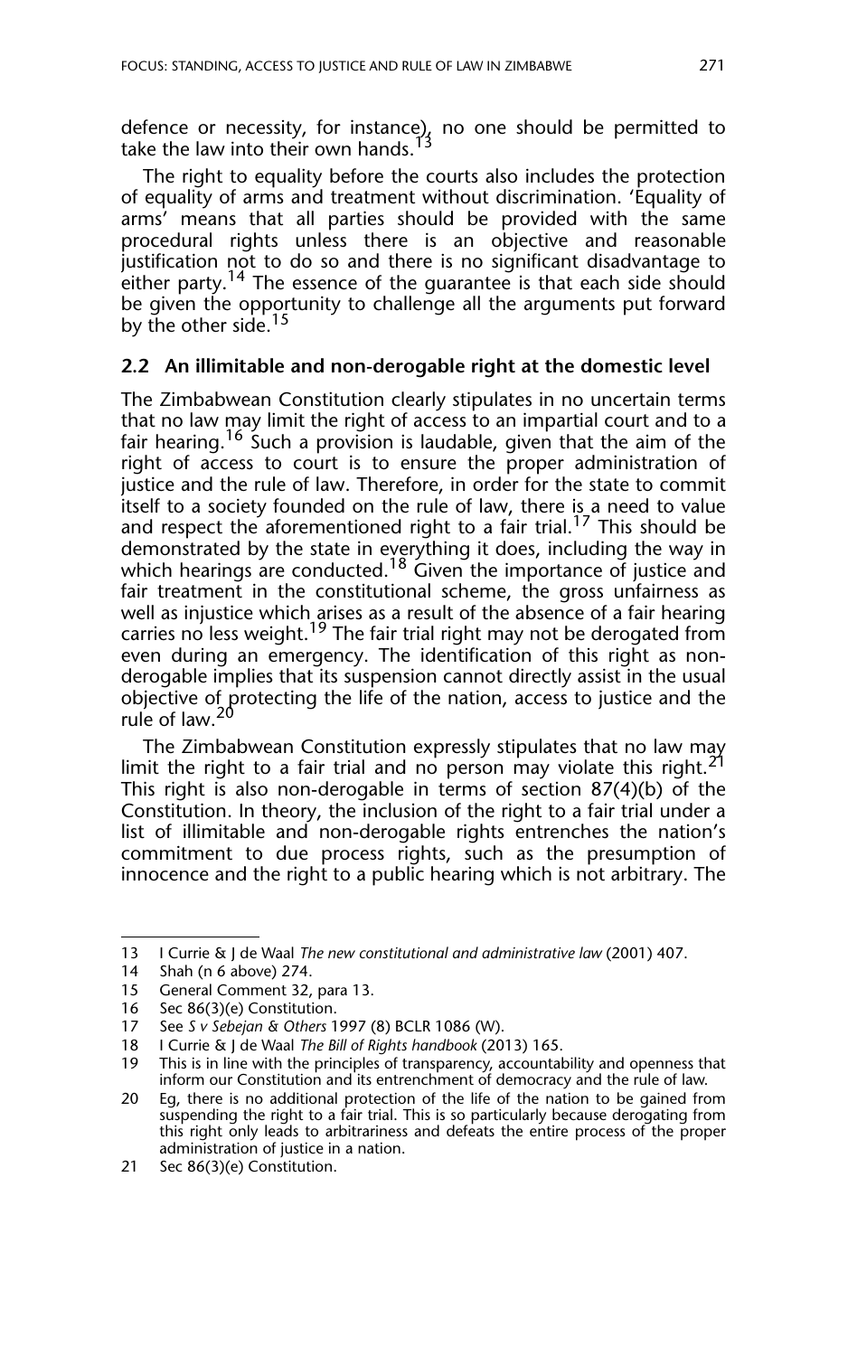defence or necessity, for instance), no one should be permitted to take the law into their own hands.[13]

The right to equality before the courts also includes the protection of equality of arms and treatment without discrimination. 'Equality of arms' means that all parties should be provided with the same procedural rights unless there is an objective and reasonable justification not to do so and there is no significant disadvantage to either party.[14] The essence of the guarantee is that each side should be given the opportunity to challenge all the arguments put forward by the other side.[15]

### 2.2 An illimitable and non-derogable right at the domestic level

The Zimbabwean Constitution clearly stipulates in no uncertain terms that no law may limit the right of access to an impartial court and to a fair hearing.[16] Such a provision is laudable, given that the aim of the right of access to court is to ensure the proper administration of justice and the rule of law. Therefore, in order for the state to commit itself to a society founded on the rule of law, there is a need to value and respect the aforementioned right to a fair trial.[17] This should be demonstrated by the state in everything it does, including the way in which hearings are conducted.[18] Given the importance of justice and fair treatment in the constitutional scheme, the gross unfairness as well as injustice which arises as a result of the absence of a fair hearing carries no less weight.[19] The fair trial right may not be derogated from even during an emergency. The identification of this right as non-derogable implies that its suspension cannot directly assist in the usual objective of protecting the life of the nation, access to justice and the rule of law.[20]

The Zimbabwean Constitution expressly stipulates that no law may limit the right to a fair trial and no person may violate this right.[21] This right is also non-derogable in terms of section 87(4)(b) of the Constitution. In theory, the inclusion of the right to a fair trial under a list of illimitable and non-derogable rights entrenches the nation's commitment to due process rights, such as the presumption of innocence and the right to a public hearing which is not arbitrary. The

---

13 I Currie & J de Waal *The new constitutional and administrative law* (2001) 407.

14 Shah (n 6 above) 274.

15 General Comment 32, para 13.

16 Sec 86(3)(e) Constitution.

17 See *S v Sebejan & Others* 1997 (8) BCLR 1086 (W).

18 I Currie & J de Waal *The Bill of Rights handbook* (2013) 165.

19 This is in line with the principles of transparency, accountability and openness that inform our Constitution and its entrenchment of democracy and the rule of law.

20 Eg, there is no additional protection of the life of the nation to be gained from suspending the right to a fair trial. This is so particularly because derogating from this right only leads to arbitrariness and defeats the entire process of the proper administration of justice in a nation.

21 Sec 86(3)(e) Constitution.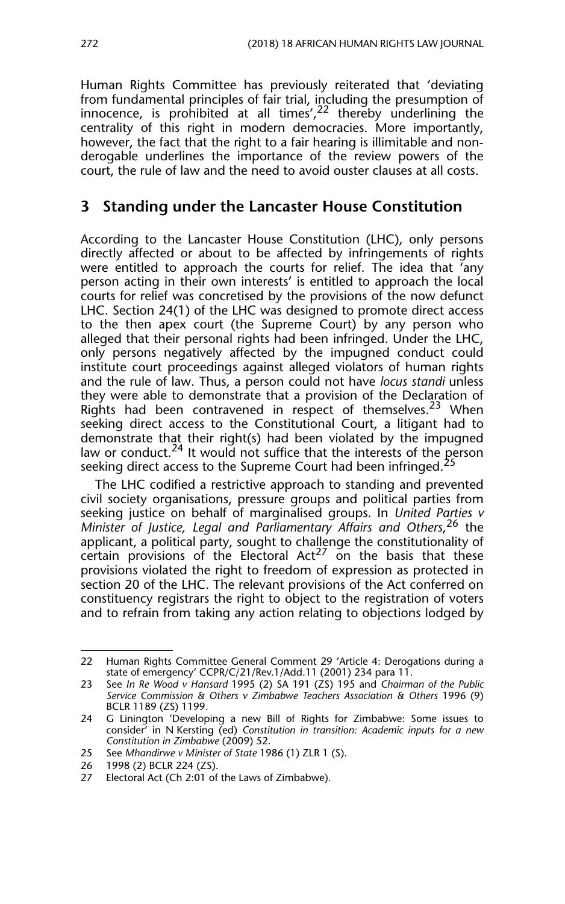Human Rights Committee has previously reiterated that 'deviating from fundamental principles of fair trial, including the presumption of innocence, is prohibited at all times',[22] thereby underlining the centrality of this right in modern democracies. More importantly, however, the fact that the right to a fair hearing is illimitable and non-derogable underlines the importance of the review powers of the court, the rule of law and the need to avoid ouster clauses at all costs.

## 3 Standing under the Lancaster House Constitution

According to the Lancaster House Constitution (LHC), only persons directly affected or about to be affected by infringements of rights were entitled to approach the courts for relief. The idea that 'any person acting in their own interests' is entitled to approach the local courts for relief was concretised by the provisions of the now defunct LHC. Section 24(1) of the LHC was designed to promote direct access to the then apex court (the Supreme Court) by any person who alleged that their personal rights had been infringed. Under the LHC, only persons negatively affected by the impugned conduct could institute court proceedings against alleged violators of human rights and the rule of law. Thus, a person could not have *locus standi* unless they were able to demonstrate that a provision of the Declaration of Rights had been contravened in respect of themselves.[23] When seeking direct access to the Constitutional Court, a litigant had to demonstrate that their right(s) had been violated by the impugned law or conduct.[24] It would not suffice that the interests of the person seeking direct access to the Supreme Court had been infringed.[25]

The LHC codified a restrictive approach to standing and prevented civil society organisations, pressure groups and political parties from seeking justice on behalf of marginalised groups. In *United Parties v Minister of Justice, Legal and Parliamentary Affairs and Others*,[26] the applicant, a political party, sought to challenge the constitutionality of certain provisions of the Electoral Act[27] on the basis that these provisions violated the right to freedom of expression as protected in section 20 of the LHC. The relevant provisions of the Act conferred on constituency registrars the right to object to the registration of voters and to refrain from taking any action relating to objections lodged by

---

22 Human Rights Committee General Comment 29 'Article 4: Derogations during a state of emergency' CCPR/C/21/Rev.1/Add.11 (2001) 234 para 11.

23 See *In Re Wood v Hansard* 1995 (2) SA 191 (ZS) 195 and *Chairman of the Public Service Commission & Others v Zimbabwe Teachers Association & Others* 1996 (9) BCLR 1189 (ZS) 1199.

24 G Linington 'Developing a new Bill of Rights for Zimbabwe: Some issues to consider' in N Kersting (ed) *Constitution in transition: Academic inputs for a new Constitution in Zimbabwe* (2009) 52.

25 See *Mhandirwe v Minister of State* 1986 (1) ZLR 1 (S).

26 1998 (2) BCLR 224 (ZS).

27 Electoral Act (Ch 2:01 of the Laws of Zimbabwe).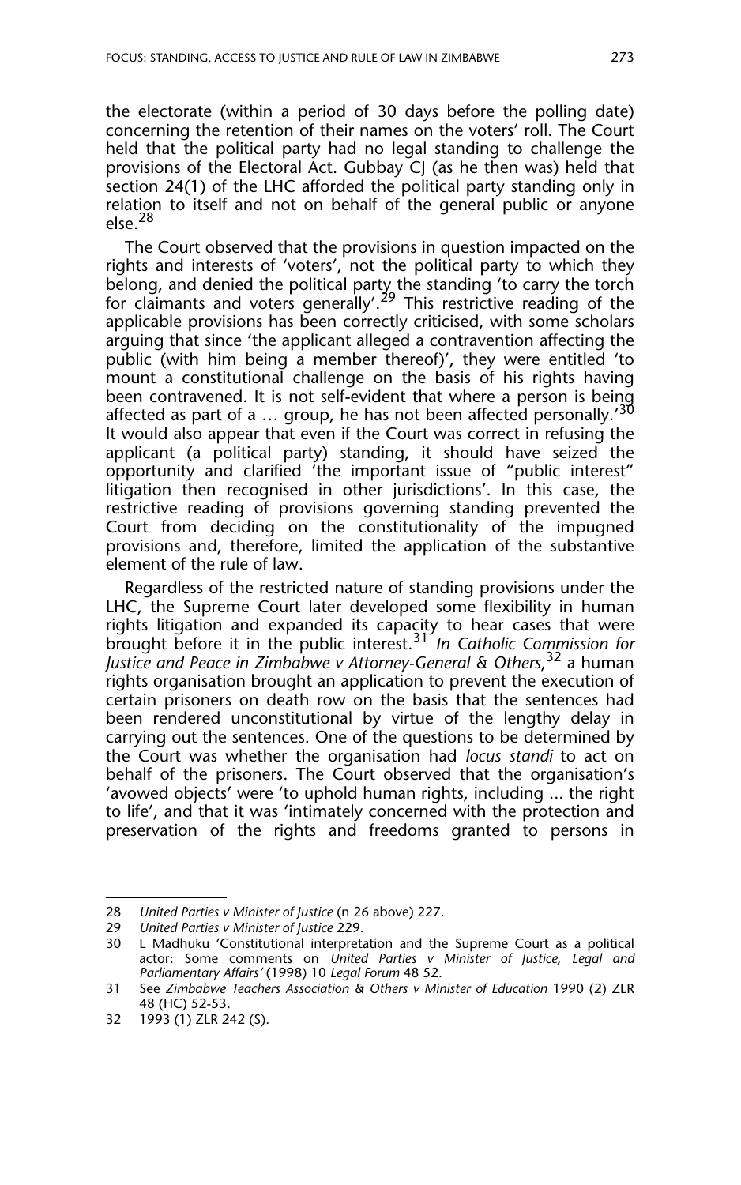the electorate (within a period of 30 days before the polling date) concerning the retention of their names on the voters' roll. The Court held that the political party had no legal standing to challenge the provisions of the Electoral Act. Gubbay CJ (as he then was) held that section 24(1) of the LHC afforded the political party standing only in relation to itself and not on behalf of the general public or anyone else.[28]

The Court observed that the provisions in question impacted on the rights and interests of 'voters', not the political party to which they belong, and denied the political party the standing 'to carry the torch for claimants and voters generally'.[29] This restrictive reading of the applicable provisions has been correctly criticised, with some scholars arguing that since 'the applicant alleged a contravention affecting the public (with him being a member thereof)', they were entitled 'to mount a constitutional challenge on the basis of his rights having been contravened. It is not self-evident that where a person is being affected as part of a … group, he has not been affected personally.'[30] It would also appear that even if the Court was correct in refusing the applicant (a political party) standing, it should have seized the opportunity and clarified 'the important issue of "public interest" litigation then recognised in other jurisdictions'. In this case, the restrictive reading of provisions governing standing prevented the Court from deciding on the constitutionality of the impugned provisions and, therefore, limited the application of the substantive element of the rule of law.

Regardless of the restricted nature of standing provisions under the LHC, the Supreme Court later developed some flexibility in human rights litigation and expanded its capacity to hear cases that were brought before it in the public interest.[31] *In Catholic Commission for Justice and Peace in Zimbabwe v Attorney-General & Others*,[32] a human rights organisation brought an application to prevent the execution of certain prisoners on death row on the basis that the sentences had been rendered unconstitutional by virtue of the lengthy delay in carrying out the sentences. One of the questions to be determined by the Court was whether the organisation had *locus standi* to act on behalf of the prisoners. The Court observed that the organisation's 'avowed objects' were 'to uphold human rights, including ... the right to life', and that it was 'intimately concerned with the protection and preservation of the rights and freedoms granted to persons in

---

28 *United Parties v Minister of Justice* (n 26 above) 227.

29 *United Parties v Minister of Justice* 229.

30 L Madhuku 'Constitutional interpretation and the Supreme Court as a political actor: Some comments on *United Parties v Minister of Justice, Legal and Parliamentary Affairs'* (1998) 10 *Legal Forum* 48 52.

31 See *Zimbabwe Teachers Association & Others v Minister of Education* 1990 (2) ZLR 48 (HC) 52-53.

32 1993 (1) ZLR 242 (S).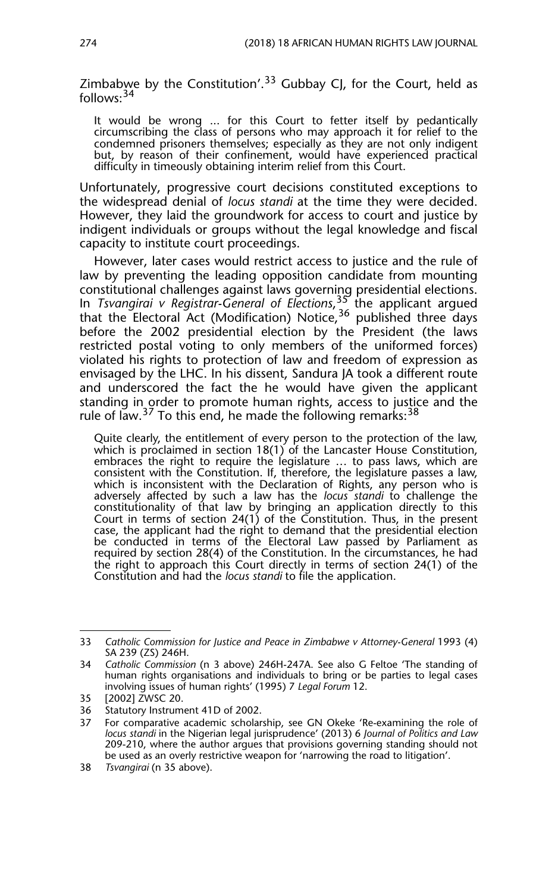Zimbabwe by the Constitution'.[33] Gubbay CJ, for the Court, held as follows:[34]

> It would be wrong ... for this Court to fetter itself by pedantically circumscribing the class of persons who may approach it for relief to the condemned prisoners themselves; especially as they are not only indigent but, by reason of their confinement, would have experienced practical difficulty in timeously obtaining interim relief from this Court.

Unfortunately, progressive court decisions constituted exceptions to the widespread denial of *locus standi* at the time they were decided. However, they laid the groundwork for access to court and justice by indigent individuals or groups without the legal knowledge and fiscal capacity to institute court proceedings.

However, later cases would restrict access to justice and the rule of law by preventing the leading opposition candidate from mounting constitutional challenges against laws governing presidential elections. In *Tsvangirai v Registrar-General of Elections*,[35] the applicant argued that the Electoral Act (Modification) Notice,[36] published three days before the 2002 presidential election by the President (the laws restricted postal voting to only members of the uniformed forces) violated his rights to protection of law and freedom of expression as envisaged by the LHC. In his dissent, Sandura JA took a different route and underscored the fact the he would have given the applicant standing in order to promote human rights, access to justice and the rule of law.[37] To this end, he made the following remarks:[38]

> Quite clearly, the entitlement of every person to the protection of the law, which is proclaimed in section 18(1) of the Lancaster House Constitution, embraces the right to require the legislature … to pass laws, which are consistent with the Constitution. If, therefore, the legislature passes a law, which is inconsistent with the Declaration of Rights, any person who is adversely affected by such a law has the *locus standi* to challenge the constitutionality of that law by bringing an application directly to this Court in terms of section 24(1) of the Constitution. Thus, in the present case, the applicant had the right to demand that the presidential election be conducted in terms of the Electoral Law passed by Parliament as required by section 28(4) of the Constitution. In the circumstances, he had the right to approach this Court directly in terms of section 24(1) of the Constitution and had the *locus standi* to file the application.

---

33 *Catholic Commission for Justice and Peace in Zimbabwe v Attorney-General* 1993 (4) SA 239 (ZS) 246H.

34 *Catholic Commission* (n 3 above) 246H-247A. See also G Feltoe 'The standing of human rights organisations and individuals to bring or be parties to legal cases involving issues of human rights' (1995) 7 *Legal Forum* 12.

35 [2002] ZWSC 20.

36 Statutory Instrument 41D of 2002.

37 For comparative academic scholarship, see GN Okeke 'Re-examining the role of *locus standi* in the Nigerian legal jurisprudence' (2013) 6 *Journal of Politics and Law* 209-210, where the author argues that provisions governing standing should not be used as an overly restrictive weapon for 'narrowing the road to litigation'.

38 *Tsvangirai* (n 35 above).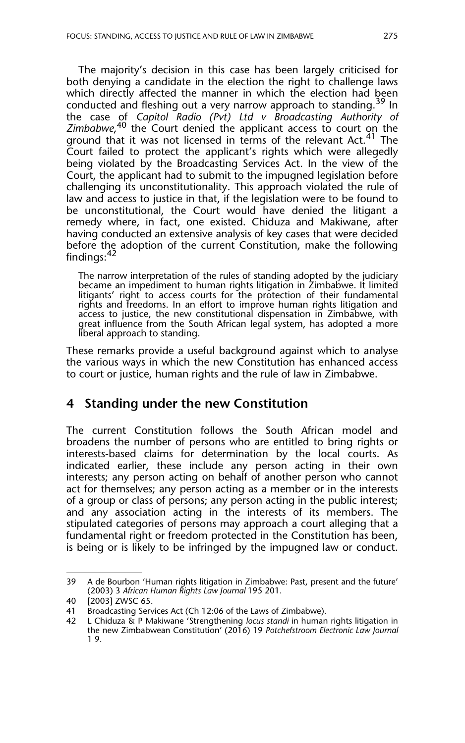The majority's decision in this case has been largely criticised for both denying a candidate in the election the right to challenge laws which directly affected the manner in which the election had been conducted and fleshing out a very narrow approach to standing.[39] In the case of *Capitol Radio (Pvt) Ltd v Broadcasting Authority of Zimbabwe*,[40] the Court denied the applicant access to court on the ground that it was not licensed in terms of the relevant Act.[41] The Court failed to protect the applicant's rights which were allegedly being violated by the Broadcasting Services Act. In the view of the Court, the applicant had to submit to the impugned legislation before challenging its unconstitutionality. This approach violated the rule of law and access to justice in that, if the legislation were to be found to be unconstitutional, the Court would have denied the litigant a remedy where, in fact, one existed. Chiduza and Makiwane, after having conducted an extensive analysis of key cases that were decided before the adoption of the current Constitution, make the following findings:[42]

> The narrow interpretation of the rules of standing adopted by the judiciary became an impediment to human rights litigation in Zimbabwe. It limited litigants' right to access courts for the protection of their fundamental rights and freedoms. In an effort to improve human rights litigation and access to justice, the new constitutional dispensation in Zimbabwe, with great influence from the South African legal system, has adopted a more liberal approach to standing.

These remarks provide a useful background against which to analyse the various ways in which the new Constitution has enhanced access to court or justice, human rights and the rule of law in Zimbabwe.

## 4 Standing under the new Constitution

The current Constitution follows the South African model and broadens the number of persons who are entitled to bring rights or interests-based claims for determination by the local courts. As indicated earlier, these include any person acting in their own interests; any person acting on behalf of another person who cannot act for themselves; any person acting as a member or in the interests of a group or class of persons; any person acting in the public interest; and any association acting in the interests of its members. The stipulated categories of persons may approach a court alleging that a fundamental right or freedom protected in the Constitution has been, is being or is likely to be infringed by the impugned law or conduct.

---

39 A de Bourbon 'Human rights litigation in Zimbabwe: Past, present and the future' (2003) 3 *African Human Rights Law Journal* 195 201.

40 [2003] ZWSC 65.

41 Broadcasting Services Act (Ch 12:06 of the Laws of Zimbabwe).

42 L Chiduza & P Makiwane 'Strengthening *locus standi* in human rights litigation in the new Zimbabwean Constitution' (2016) 19 *Potchefstroom Electronic Law Journal* 1 9.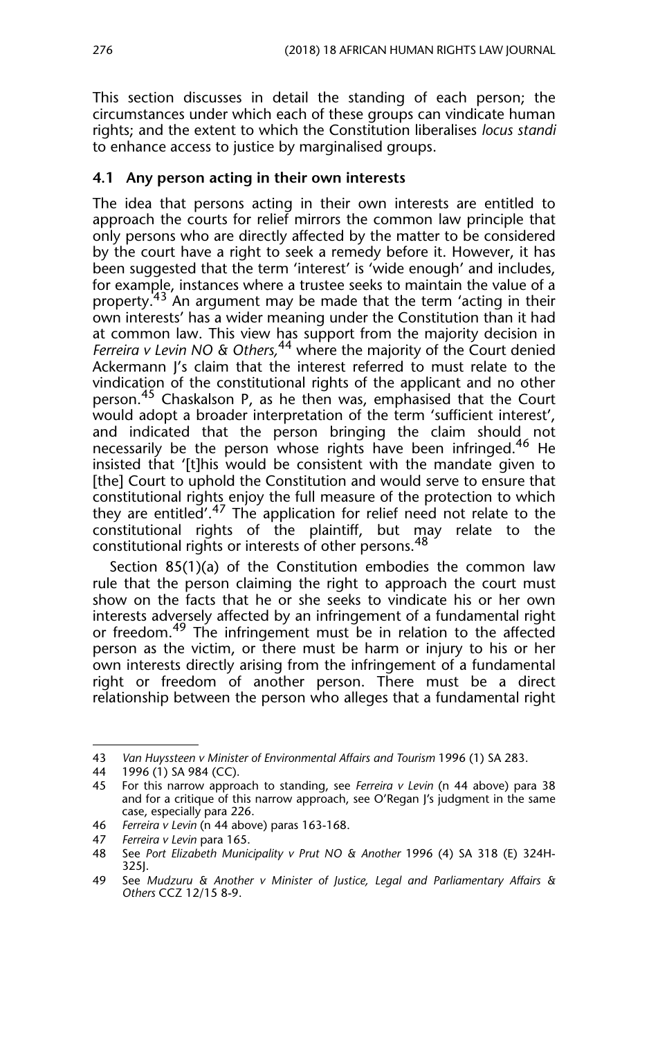This section discusses in detail the standing of each person; the circumstances under which each of these groups can vindicate human rights; and the extent to which the Constitution liberalises *locus standi* to enhance access to justice by marginalised groups.

### 4.1 Any person acting in their own interests

The idea that persons acting in their own interests are entitled to approach the courts for relief mirrors the common law principle that only persons who are directly affected by the matter to be considered by the court have a right to seek a remedy before it. However, it has been suggested that the term 'interest' is 'wide enough' and includes, for example, instances where a trustee seeks to maintain the value of a property.[43] An argument may be made that the term 'acting in their own interests' has a wider meaning under the Constitution than it had at common law. This view has support from the majority decision in *Ferreira v Levin NO & Others,*[44] where the majority of the Court denied Ackermann J's claim that the interest referred to must relate to the vindication of the constitutional rights of the applicant and no other person.[45] Chaskalson P, as he then was, emphasised that the Court would adopt a broader interpretation of the term 'sufficient interest', and indicated that the person bringing the claim should not necessarily be the person whose rights have been infringed.[46] He insisted that '[t]his would be consistent with the mandate given to [the] Court to uphold the Constitution and would serve to ensure that constitutional rights enjoy the full measure of the protection to which they are entitled'.[47] The application for relief need not relate to the constitutional rights of the plaintiff, but may relate to the constitutional rights or interests of other persons.[48]

Section 85(1)(a) of the Constitution embodies the common law rule that the person claiming the right to approach the court must show on the facts that he or she seeks to vindicate his or her own interests adversely affected by an infringement of a fundamental right or freedom.[49] The infringement must be in relation to the affected person as the victim, or there must be harm or injury to his or her own interests directly arising from the infringement of a fundamental right or freedom of another person. There must be a direct relationship between the person who alleges that a fundamental right

---

43 *Van Huyssteen v Minister of Environmental Affairs and Tourism* 1996 (1) SA 283.

44 1996 (1) SA 984 (CC).

45 For this narrow approach to standing, see *Ferreira v Levin* (n 44 above) para 38 and for a critique of this narrow approach, see O'Regan J's judgment in the same case, especially para 226.

46 *Ferreira v Levin* (n 44 above) paras 163-168.

47 *Ferreira v Levin* para 165.

48 See *Port Elizabeth Municipality v Prut NO & Another* 1996 (4) SA 318 (E) 324H-325J.

49 See *Mudzuru & Another v Minister of Justice, Legal and Parliamentary Affairs & Others* CCZ 12/15 8-9.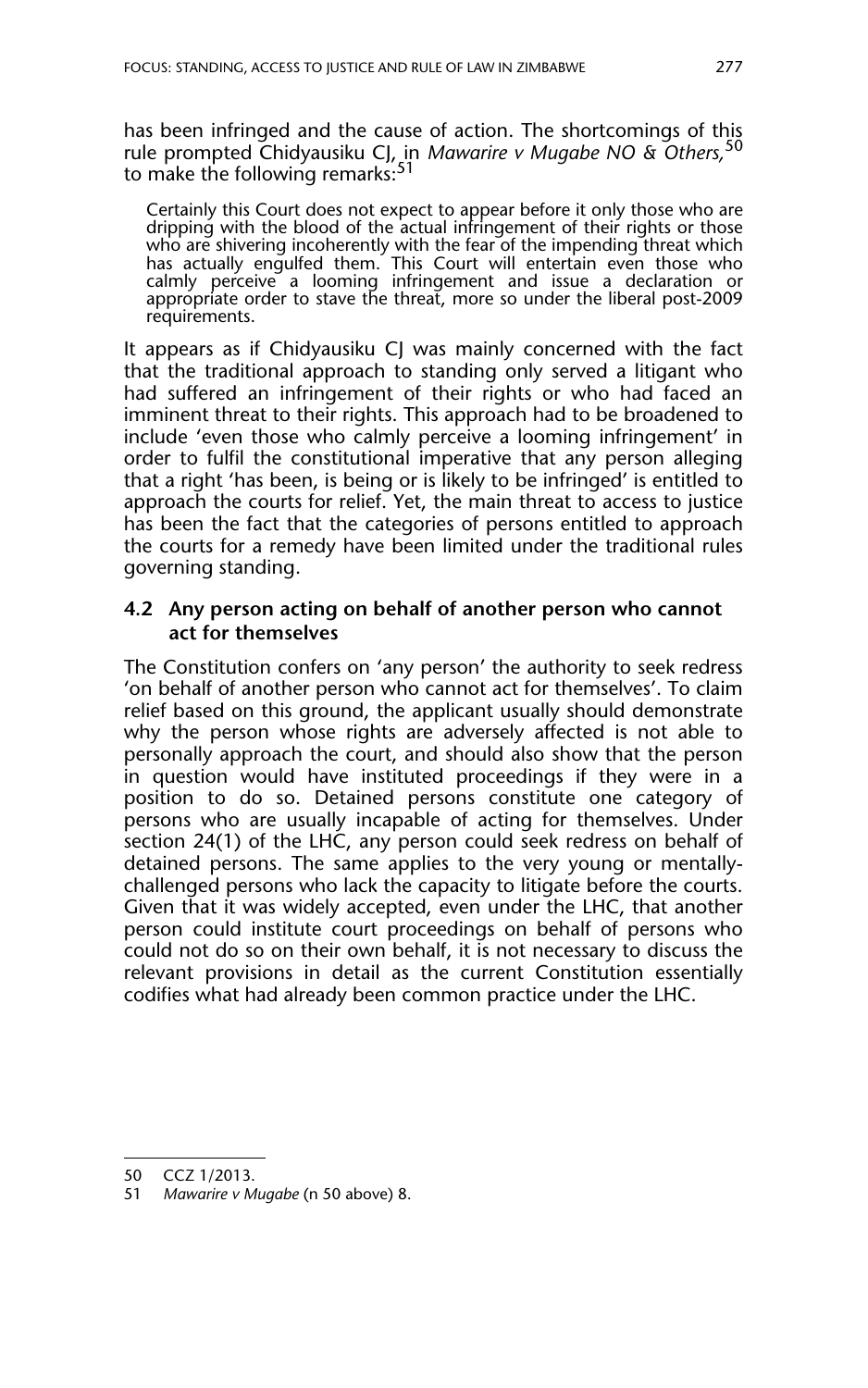has been infringed and the cause of action. The shortcomings of this rule prompted Chidyausiku CJ, in *Mawarire v Mugabe NO & Others,*[50] to make the following remarks:[51]

> Certainly this Court does not expect to appear before it only those who are dripping with the blood of the actual infringement of their rights or those who are shivering incoherently with the fear of the impending threat which has actually engulfed them. This Court will entertain even those who calmly perceive a looming infringement and issue a declaration or appropriate order to stave the threat, more so under the liberal post-2009 requirements.

It appears as if Chidyausiku CJ was mainly concerned with the fact that the traditional approach to standing only served a litigant who had suffered an infringement of their rights or who had faced an imminent threat to their rights. This approach had to be broadened to include 'even those who calmly perceive a looming infringement' in order to fulfil the constitutional imperative that any person alleging that a right 'has been, is being or is likely to be infringed' is entitled to approach the courts for relief. Yet, the main threat to access to justice has been the fact that the categories of persons entitled to approach the courts for a remedy have been limited under the traditional rules governing standing.

### 4.2 Any person acting on behalf of another person who cannot act for themselves

The Constitution confers on 'any person' the authority to seek redress 'on behalf of another person who cannot act for themselves'. To claim relief based on this ground, the applicant usually should demonstrate why the person whose rights are adversely affected is not able to personally approach the court, and should also show that the person in question would have instituted proceedings if they were in a position to do so. Detained persons constitute one category of persons who are usually incapable of acting for themselves. Under section 24(1) of the LHC, any person could seek redress on behalf of detained persons. The same applies to the very young or mentally-challenged persons who lack the capacity to litigate before the courts. Given that it was widely accepted, even under the LHC, that another person could institute court proceedings on behalf of persons who could not do so on their own behalf, it is not necessary to discuss the relevant provisions in detail as the current Constitution essentially codifies what had already been common practice under the LHC.

---

50 CCZ 1/2013.

51 *Mawarire v Mugabe* (n 50 above) 8.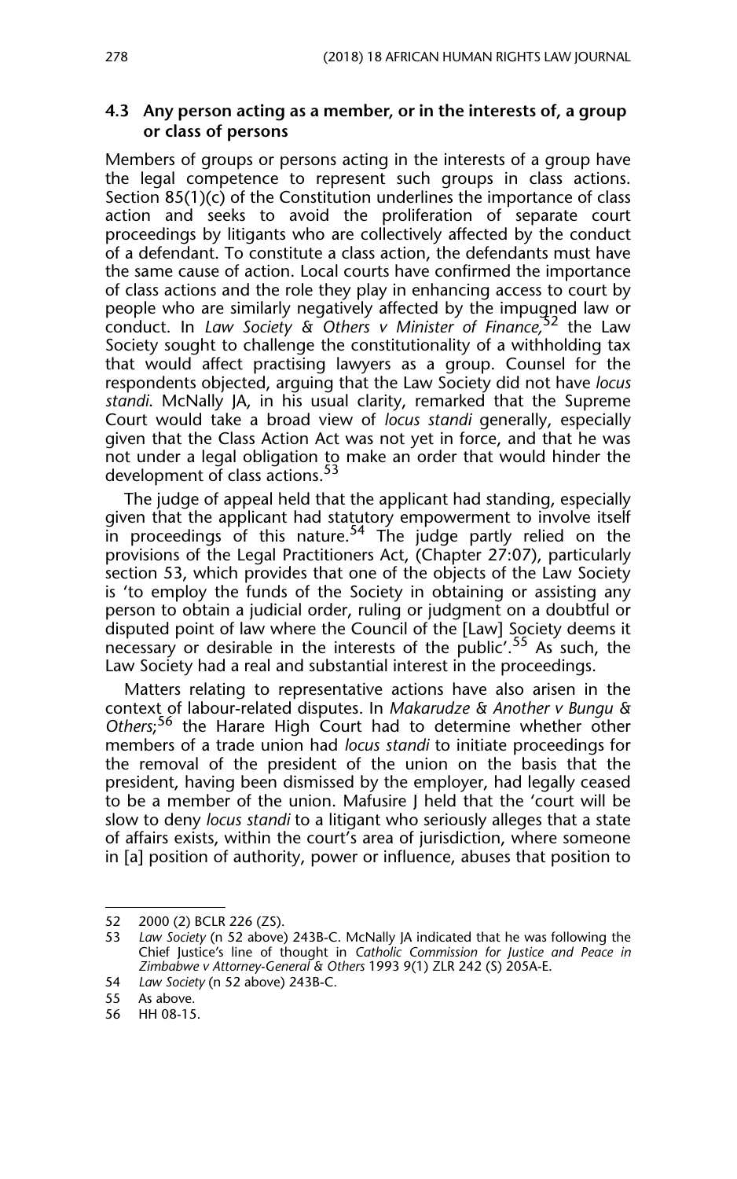### 4.3 Any person acting as a member, or in the interests of, a group or class of persons

Members of groups or persons acting in the interests of a group have the legal competence to represent such groups in class actions. Section 85(1)(c) of the Constitution underlines the importance of class action and seeks to avoid the proliferation of separate court proceedings by litigants who are collectively affected by the conduct of a defendant. To constitute a class action, the defendants must have the same cause of action. Local courts have confirmed the importance of class actions and the role they play in enhancing access to court by people who are similarly negatively affected by the impugned law or conduct. In *Law Society & Others v Minister of Finance*,[52] the Law Society sought to challenge the constitutionality of a withholding tax that would affect practising lawyers as a group. Counsel for the respondents objected, arguing that the Law Society did not have *locus standi*. McNally JA, in his usual clarity, remarked that the Supreme Court would take a broad view of *locus standi* generally, especially given that the Class Action Act was not yet in force, and that he was not under a legal obligation to make an order that would hinder the development of class actions.[53]

The judge of appeal held that the applicant had standing, especially given that the applicant had statutory empowerment to involve itself in proceedings of this nature.[54] The judge partly relied on the provisions of the Legal Practitioners Act, (Chapter 27:07), particularly section 53, which provides that one of the objects of the Law Society is 'to employ the funds of the Society in obtaining or assisting any person to obtain a judicial order, ruling or judgment on a doubtful or disputed point of law where the Council of the [Law] Society deems it necessary or desirable in the interests of the public'.[55] As such, the Law Society had a real and substantial interest in the proceedings.

Matters relating to representative actions have also arisen in the context of labour-related disputes. In *Makarudze & Another v Bungu & Others*;[56] the Harare High Court had to determine whether other members of a trade union had *locus standi* to initiate proceedings for the removal of the president of the union on the basis that the president, having been dismissed by the employer, had legally ceased to be a member of the union. Mafusire J held that the 'court will be slow to deny *locus standi* to a litigant who seriously alleges that a state of affairs exists, within the court's area of jurisdiction, where someone in [a] position of authority, power or influence, abuses that position to

---

52 2000 (2) BCLR 226 (ZS).

53 *Law Society* (n 52 above) 243B-C. McNally JA indicated that he was following the Chief Justice's line of thought in *Catholic Commission for Justice and Peace in Zimbabwe v Attorney-General & Others* 1993 9(1) ZLR 242 (S) 205A-E.

54 *Law Society* (n 52 above) 243B-C.

55 As above.

56 HH 08-15.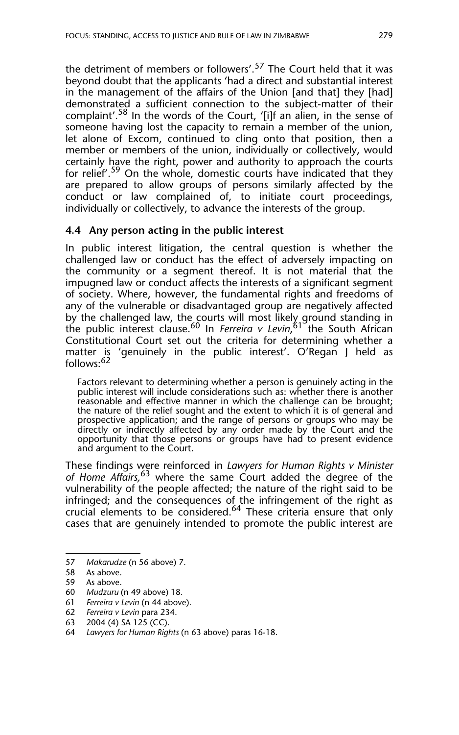the detriment of members or followers'.[57] The Court held that it was beyond doubt that the applicants 'had a direct and substantial interest in the management of the affairs of the Union [and that] they [had] demonstrated a sufficient connection to the subject-matter of their complaint'.[58] In the words of the Court, '[i]f an alien, in the sense of someone having lost the capacity to remain a member of the union, let alone of Excom, continued to cling onto that position, then a member or members of the union, individually or collectively, would certainly have the right, power and authority to approach the courts for relief'.[59] On the whole, domestic courts have indicated that they are prepared to allow groups of persons similarly affected by the conduct or law complained of, to initiate court proceedings, individually or collectively, to advance the interests of the group.

### 4.4 Any person acting in the public interest

In public interest litigation, the central question is whether the challenged law or conduct has the effect of adversely impacting on the community or a segment thereof. It is not material that the impugned law or conduct affects the interests of a significant segment of society. Where, however, the fundamental rights and freedoms of any of the vulnerable or disadvantaged group are negatively affected by the challenged law, the courts will most likely ground standing in the public interest clause.[60] In *Ferreira v Levin*,[61] the South African Constitutional Court set out the criteria for determining whether a matter is 'genuinely in the public interest'. O'Regan J held as follows:[62]

> Factors relevant to determining whether a person is genuinely acting in the public interest will include considerations such as: whether there is another reasonable and effective manner in which the challenge can be brought; the nature of the relief sought and the extent to which it is of general and prospective application; and the range of persons or groups who may be directly or indirectly affected by any order made by the Court and the opportunity that those persons or groups have had to present evidence and argument to the Court.

These findings were reinforced in *Lawyers for Human Rights v Minister of Home Affairs*,[63] where the same Court added the degree of the vulnerability of the people affected; the nature of the right said to be infringed; and the consequences of the infringement of the right as crucial elements to be considered.[64] These criteria ensure that only cases that are genuinely intended to promote the public interest are

---

57 *Makarudze* (n 56 above) 7.

58 As above.

59 As above.

60 *Mudzuru* (n 49 above) 18.

61 *Ferreira v Levin* (n 44 above).

62 *Ferreira v Levin* para 234.

63 2004 (4) SA 125 (CC).

64 *Lawyers for Human Rights* (n 63 above) paras 16-18.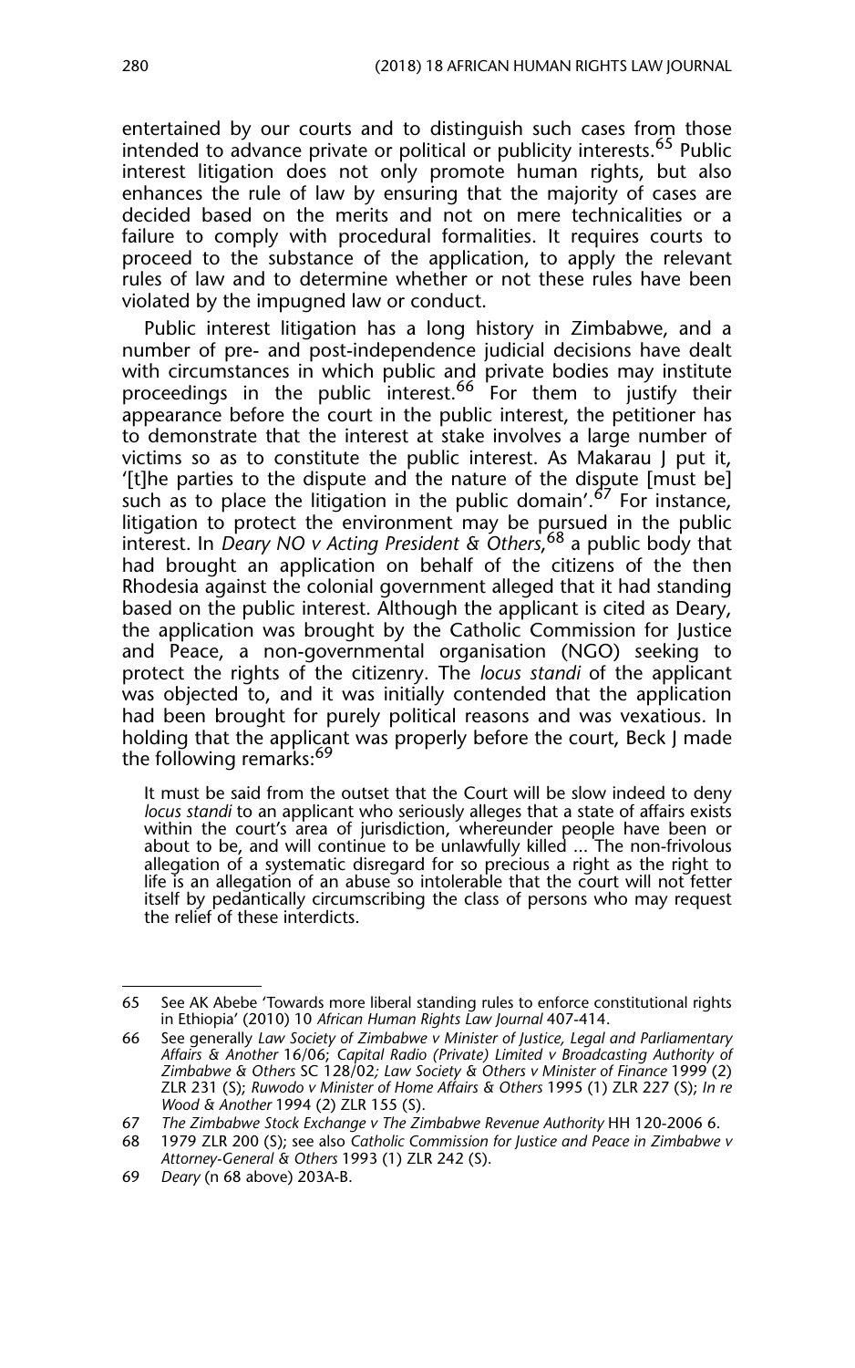entertained by our courts and to distinguish such cases from those intended to advance private or political or publicity interests.[65] Public interest litigation does not only promote human rights, but also enhances the rule of law by ensuring that the majority of cases are decided based on the merits and not on mere technicalities or a failure to comply with procedural formalities. It requires courts to proceed to the substance of the application, to apply the relevant rules of law and to determine whether or not these rules have been violated by the impugned law or conduct.

Public interest litigation has a long history in Zimbabwe, and a number of pre- and post-independence judicial decisions have dealt with circumstances in which public and private bodies may institute proceedings in the public interest.[66] For them to justify their appearance before the court in the public interest, the petitioner has to demonstrate that the interest at stake involves a large number of victims so as to constitute the public interest. As Makarau J put it, '[t]he parties to the dispute and the nature of the dispute [must be] such as to place the litigation in the public domain'.[67] For instance, litigation to protect the environment may be pursued in the public interest. In *Deary NO v Acting President & Others*,[68] a public body that had brought an application on behalf of the citizens of the then Rhodesia against the colonial government alleged that it had standing based on the public interest. Although the applicant is cited as Deary, the application was brought by the Catholic Commission for Justice and Peace, a non-governmental organisation (NGO) seeking to protect the rights of the citizenry. The *locus standi* of the applicant was objected to, and it was initially contended that the application had been brought for purely political reasons and was vexatious. In holding that the applicant was properly before the court, Beck J made the following remarks:[69]

> It must be said from the outset that the Court will be slow indeed to deny *locus standi* to an applicant who seriously alleges that a state of affairs exists within the court's area of jurisdiction, whereunder people have been or about to be, and will continue to be unlawfully killed ... The non-frivolous allegation of a systematic disregard for so precious a right as the right to life is an allegation of an abuse so intolerable that the court will not fetter itself by pedantically circumscribing the class of persons who may request the relief of these interdicts.

---

65 See AK Abebe 'Towards more liberal standing rules to enforce constitutional rights in Ethiopia' (2010) 10 *African Human Rights Law Journal* 407-414.

66 See generally *Law Society of Zimbabwe v Minister of Justice, Legal and Parliamentary Affairs & Another* 16/06; *Capital Radio (Private) Limited v Broadcasting Authority of Zimbabwe & Others* SC 128/02; *Law Society & Others v Minister of Finance* 1999 (2) ZLR 231 (S); *Ruwodo v Minister of Home Affairs & Others* 1995 (1) ZLR 227 (S); *In re Wood & Another* 1994 (2) ZLR 155 (S).

67 *The Zimbabwe Stock Exchange v The Zimbabwe Revenue Authority* HH 120-2006 6.

68 1979 ZLR 200 (S); see also *Catholic Commission for Justice and Peace in Zimbabwe v Attorney-General & Others* 1993 (1) ZLR 242 (S).

69 *Deary* (n 68 above) 203A-B.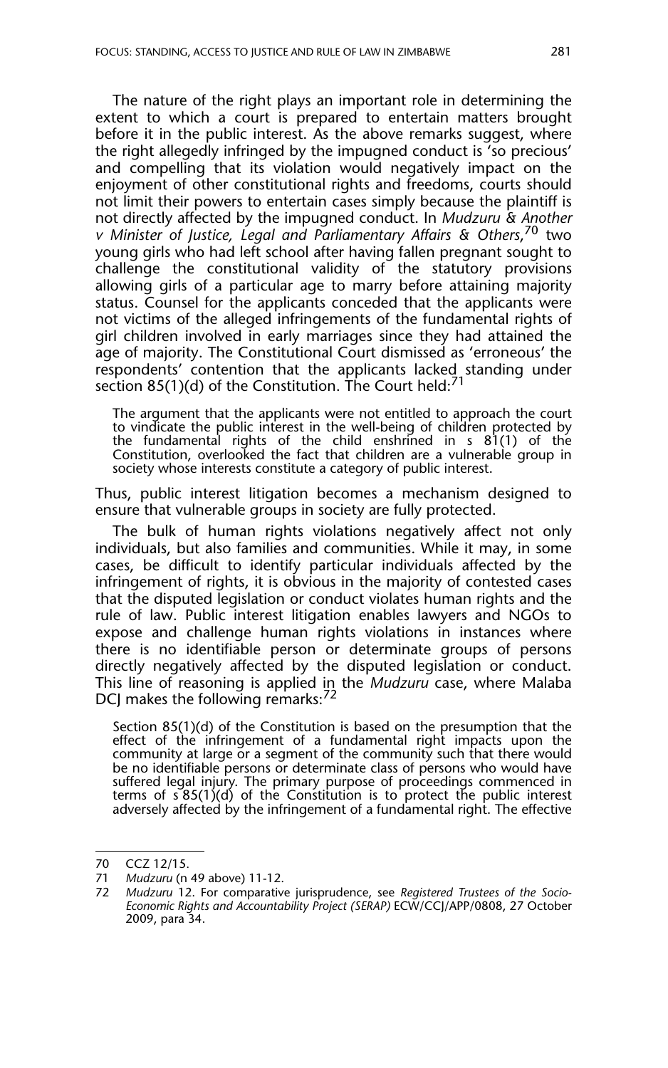The nature of the right plays an important role in determining the extent to which a court is prepared to entertain matters brought before it in the public interest. As the above remarks suggest, where the right allegedly infringed by the impugned conduct is 'so precious' and compelling that its violation would negatively impact on the enjoyment of other constitutional rights and freedoms, courts should not limit their powers to entertain cases simply because the plaintiff is not directly affected by the impugned conduct. In *Mudzuru & Another v Minister of Justice, Legal and Parliamentary Affairs & Others*,[70] two young girls who had left school after having fallen pregnant sought to challenge the constitutional validity of the statutory provisions allowing girls of a particular age to marry before attaining majority status. Counsel for the applicants conceded that the applicants were not victims of the alleged infringements of the fundamental rights of girl children involved in early marriages since they had attained the age of majority. The Constitutional Court dismissed as 'erroneous' the respondents' contention that the applicants lacked standing under section 85(1)(d) of the Constitution. The Court held:[71]

> The argument that the applicants were not entitled to approach the court to vindicate the public interest in the well-being of children protected by the fundamental rights of the child enshrined in s 81(1) of the Constitution, overlooked the fact that children are a vulnerable group in society whose interests constitute a category of public interest.

Thus, public interest litigation becomes a mechanism designed to ensure that vulnerable groups in society are fully protected.

The bulk of human rights violations negatively affect not only individuals, but also families and communities. While it may, in some cases, be difficult to identify particular individuals affected by the infringement of rights, it is obvious in the majority of contested cases that the disputed legislation or conduct violates human rights and the rule of law. Public interest litigation enables lawyers and NGOs to expose and challenge human rights violations in instances where there is no identifiable person or determinate groups of persons directly negatively affected by the disputed legislation or conduct. This line of reasoning is applied in the *Mudzuru* case, where Malaba DCJ makes the following remarks:[72]

> Section 85(1)(d) of the Constitution is based on the presumption that the effect of the infringement of a fundamental right impacts upon the community at large or a segment of the community such that there would be no identifiable persons or determinate class of persons who would have suffered legal injury. The primary purpose of proceedings commenced in terms of s 85(1)(d) of the Constitution is to protect the public interest adversely affected by the infringement of a fundamental right. The effective

---

70 CCZ 12/15.

71 *Mudzuru* (n 49 above) 11-12.

72 *Mudzuru* 12. For comparative jurisprudence, see *Registered Trustees of the Socio-Economic Rights and Accountability Project (SERAP)* ECW/CCJ/APP/0808, 27 October 2009, para 34.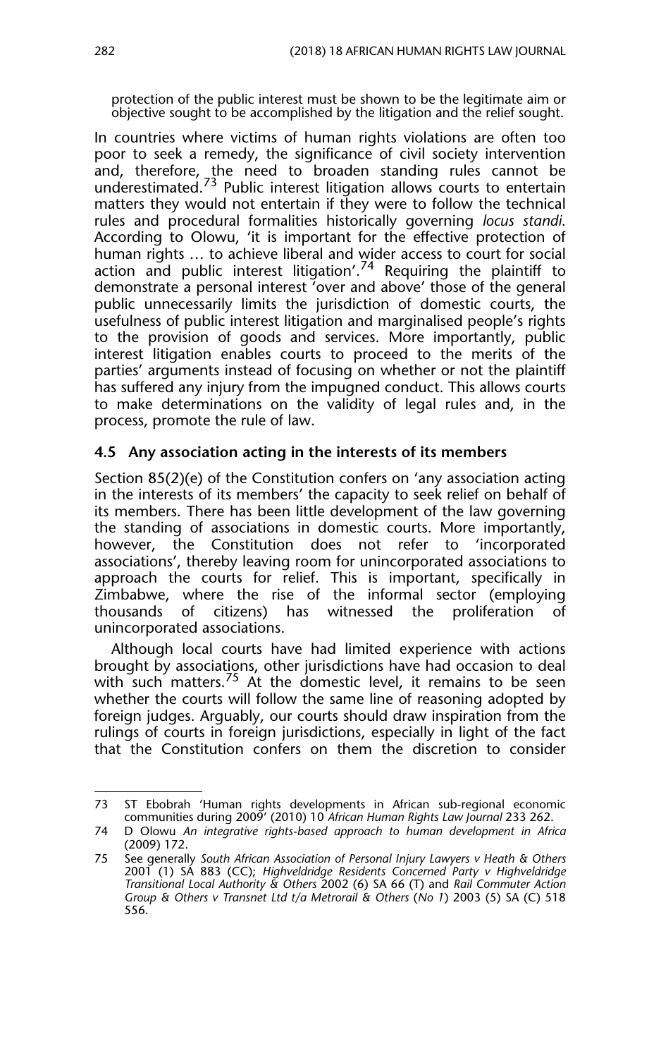protection of the public interest must be shown to be the legitimate aim or objective sought to be accomplished by the litigation and the relief sought.

In countries where victims of human rights violations are often too poor to seek a remedy, the significance of civil society intervention and, therefore, the need to broaden standing rules cannot be underestimated.[73] Public interest litigation allows courts to entertain matters they would not entertain if they were to follow the technical rules and procedural formalities historically governing *locus standi*. According to Olowu, 'it is important for the effective protection of human rights … to achieve liberal and wider access to court for social action and public interest litigation'.[74] Requiring the plaintiff to demonstrate a personal interest 'over and above' those of the general public unnecessarily limits the jurisdiction of domestic courts, the usefulness of public interest litigation and marginalised people's rights to the provision of goods and services. More importantly, public interest litigation enables courts to proceed to the merits of the parties' arguments instead of focusing on whether or not the plaintiff has suffered any injury from the impugned conduct. This allows courts to make determinations on the validity of legal rules and, in the process, promote the rule of law.

### 4.5 Any association acting in the interests of its members

Section 85(2)(e) of the Constitution confers on 'any association acting in the interests of its members' the capacity to seek relief on behalf of its members. There has been little development of the law governing the standing of associations in domestic courts. More importantly, however, the Constitution does not refer to 'incorporated associations', thereby leaving room for unincorporated associations to approach the courts for relief. This is important, specifically in Zimbabwe, where the rise of the informal sector (employing thousands of citizens) has witnessed the proliferation of unincorporated associations.

Although local courts have had limited experience with actions brought by associations, other jurisdictions have had occasion to deal with such matters.[75] At the domestic level, it remains to be seen whether the courts will follow the same line of reasoning adopted by foreign judges. Arguably, our courts should draw inspiration from the rulings of courts in foreign jurisdictions, especially in light of the fact that the Constitution confers on them the discretion to consider

---

73 ST Ebobrah 'Human rights developments in African sub-regional economic communities during 2009' (2010) 10 *African Human Rights Law Journal* 233 262.

74 D Olowu *An integrative rights-based approach to human development in Africa* (2009) 172.

75 See generally *South African Association of Personal Injury Lawyers v Heath & Others* 2001 (1) SA 883 (CC); *Highveldridge Residents Concerned Party v Highveldridge Transitional Local Authority & Others* 2002 (6) SA 66 (T) and *Rail Commuter Action Group & Others v Transnet Ltd t/a Metrorail & Others (No 1)* 2003 (5) SA (C) 518 556.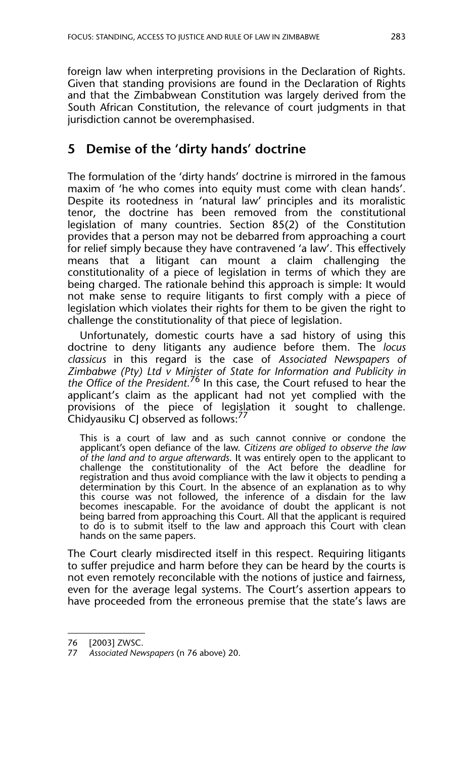foreign law when interpreting provisions in the Declaration of Rights. Given that standing provisions are found in the Declaration of Rights and that the Zimbabwean Constitution was largely derived from the South African Constitution, the relevance of court judgments in that jurisdiction cannot be overemphasised.

## 5 Demise of the 'dirty hands' doctrine

The formulation of the 'dirty hands' doctrine is mirrored in the famous maxim of 'he who comes into equity must come with clean hands'. Despite its rootedness in 'natural law' principles and its moralistic tenor, the doctrine has been removed from the constitutional legislation of many countries. Section 85(2) of the Constitution provides that a person may not be debarred from approaching a court for relief simply because they have contravened 'a law'. This effectively means that a litigant can mount a claim challenging the constitutionality of a piece of legislation in terms of which they are being charged. The rationale behind this approach is simple: It would not make sense to require litigants to first comply with a piece of legislation which violates their rights for them to be given the right to challenge the constitutionality of that piece of legislation.

Unfortunately, domestic courts have a sad history of using this doctrine to deny litigants any audience before them. The *locus classicus* in this regard is the case of *Associated Newspapers of Zimbabwe (Pty) Ltd v Minister of State for Information and Publicity in the Office of the President.*[76] In this case, the Court refused to hear the applicant's claim as the applicant had not yet complied with the provisions of the piece of legislation it sought to challenge. Chidyausiku CJ observed as follows:[77]

> This is a court of law and as such cannot connive or condone the applicant's open defiance of the law. *Citizens are obliged to observe the law of the land and to argue afterwards.* It was entirely open to the applicant to challenge the constitutionality of the Act before the deadline for registration and thus avoid compliance with the law it objects to pending a determination by this Court. In the absence of an explanation as to why this course was not followed, the inference of a disdain for the law becomes inescapable. For the avoidance of doubt the applicant is not being barred from approaching this Court. All that the applicant is required to do is to submit itself to the law and approach this Court with clean hands on the same papers.

The Court clearly misdirected itself in this respect. Requiring litigants to suffer prejudice and harm before they can be heard by the courts is not even remotely reconcilable with the notions of justice and fairness, even for the average legal systems. The Court's assertion appears to have proceeded from the erroneous premise that the state's laws are

---

76 [2003] ZWSC.

77 *Associated Newspapers* (n 76 above) 20.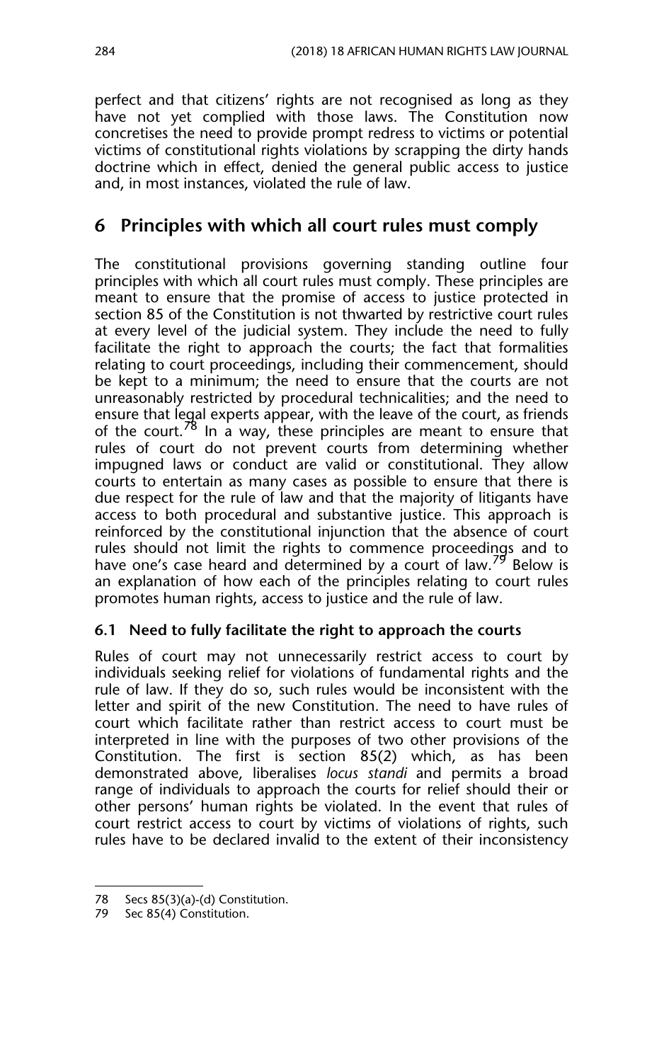perfect and that citizens' rights are not recognised as long as they have not yet complied with those laws. The Constitution now concretises the need to provide prompt redress to victims or potential victims of constitutional rights violations by scrapping the dirty hands doctrine which in effect, denied the general public access to justice and, in most instances, violated the rule of law.

## 6 Principles with which all court rules must comply

The constitutional provisions governing standing outline four principles with which all court rules must comply. These principles are meant to ensure that the promise of access to justice protected in section 85 of the Constitution is not thwarted by restrictive court rules at every level of the judicial system. They include the need to fully facilitate the right to approach the courts; the fact that formalities relating to court proceedings, including their commencement, should be kept to a minimum; the need to ensure that the courts are not unreasonably restricted by procedural technicalities; and the need to ensure that legal experts appear, with the leave of the court, as friends of the court.[78] In a way, these principles are meant to ensure that rules of court do not prevent courts from determining whether impugned laws or conduct are valid or constitutional. They allow courts to entertain as many cases as possible to ensure that there is due respect for the rule of law and that the majority of litigants have access to both procedural and substantive justice. This approach is reinforced by the constitutional injunction that the absence of court rules should not limit the rights to commence proceedings and to have one's case heard and determined by a court of law.[79] Below is an explanation of how each of the principles relating to court rules promotes human rights, access to justice and the rule of law.

### 6.1 Need to fully facilitate the right to approach the courts

Rules of court may not unnecessarily restrict access to court by individuals seeking relief for violations of fundamental rights and the rule of law. If they do so, such rules would be inconsistent with the letter and spirit of the new Constitution. The need to have rules of court which facilitate rather than restrict access to court must be interpreted in line with the purposes of two other provisions of the Constitution. The first is section 85(2) which, as has been demonstrated above, liberalises *locus standi* and permits a broad range of individuals to approach the courts for relief should their or other persons' human rights be violated. In the event that rules of court restrict access to court by victims of violations of rights, such rules have to be declared invalid to the extent of their inconsistency

78 Secs 85(3)(a)-(d) Constitution.

79 Sec 85(4) Constitution.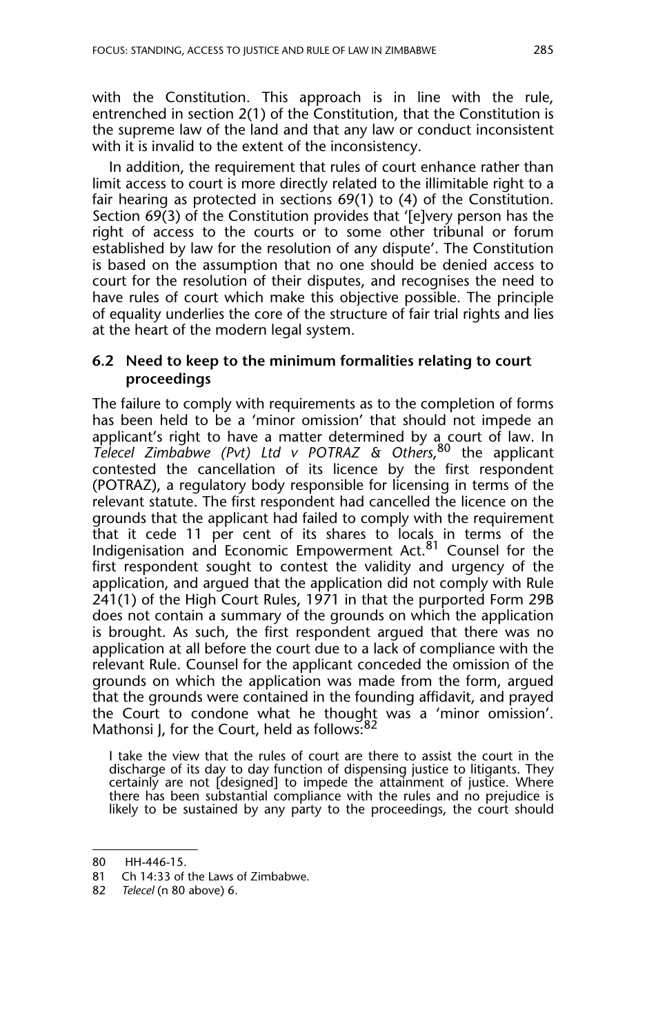with the Constitution. This approach is in line with the rule, entrenched in section 2(1) of the Constitution, that the Constitution is the supreme law of the land and that any law or conduct inconsistent with it is invalid to the extent of the inconsistency.

In addition, the requirement that rules of court enhance rather than limit access to court is more directly related to the illimitable right to a fair hearing as protected in sections 69(1) to (4) of the Constitution. Section 69(3) of the Constitution provides that '[e]very person has the right of access to the courts or to some other tribunal or forum established by law for the resolution of any dispute'. The Constitution is based on the assumption that no one should be denied access to court for the resolution of their disputes, and recognises the need to have rules of court which make this objective possible. The principle of equality underlies the core of the structure of fair trial rights and lies at the heart of the modern legal system.

### 6.2 Need to keep to the minimum formalities relating to court proceedings

The failure to comply with requirements as to the completion of forms has been held to be a 'minor omission' that should not impede an applicant's right to have a matter determined by a court of law. In *Telecel Zimbabwe (Pvt) Ltd v POTRAZ & Others*,[80] the applicant contested the cancellation of its licence by the first respondent (POTRAZ), a regulatory body responsible for licensing in terms of the relevant statute. The first respondent had cancelled the licence on the grounds that the applicant had failed to comply with the requirement that it cede 11 per cent of its shares to locals in terms of the Indigenisation and Economic Empowerment Act.[81] Counsel for the first respondent sought to contest the validity and urgency of the application, and argued that the application did not comply with Rule 241(1) of the High Court Rules, 1971 in that the purported Form 29B does not contain a summary of the grounds on which the application is brought. As such, the first respondent argued that there was no application at all before the court due to a lack of compliance with the relevant Rule. Counsel for the applicant conceded the omission of the grounds on which the application was made from the form, argued that the grounds were contained in the founding affidavit, and prayed the Court to condone what he thought was a 'minor omission'. Mathonsi J, for the Court, held as follows:[82]

> I take the view that the rules of court are there to assist the court in the discharge of its day to day function of dispensing justice to litigants. They certainly are not [designed] to impede the attainment of justice. Where there has been substantial compliance with the rules and no prejudice is likely to be sustained by any party to the proceedings, the court should

---

80 HH-446-15.

81 Ch 14:33 of the Laws of Zimbabwe.

82 *Telecel* (n 80 above) 6.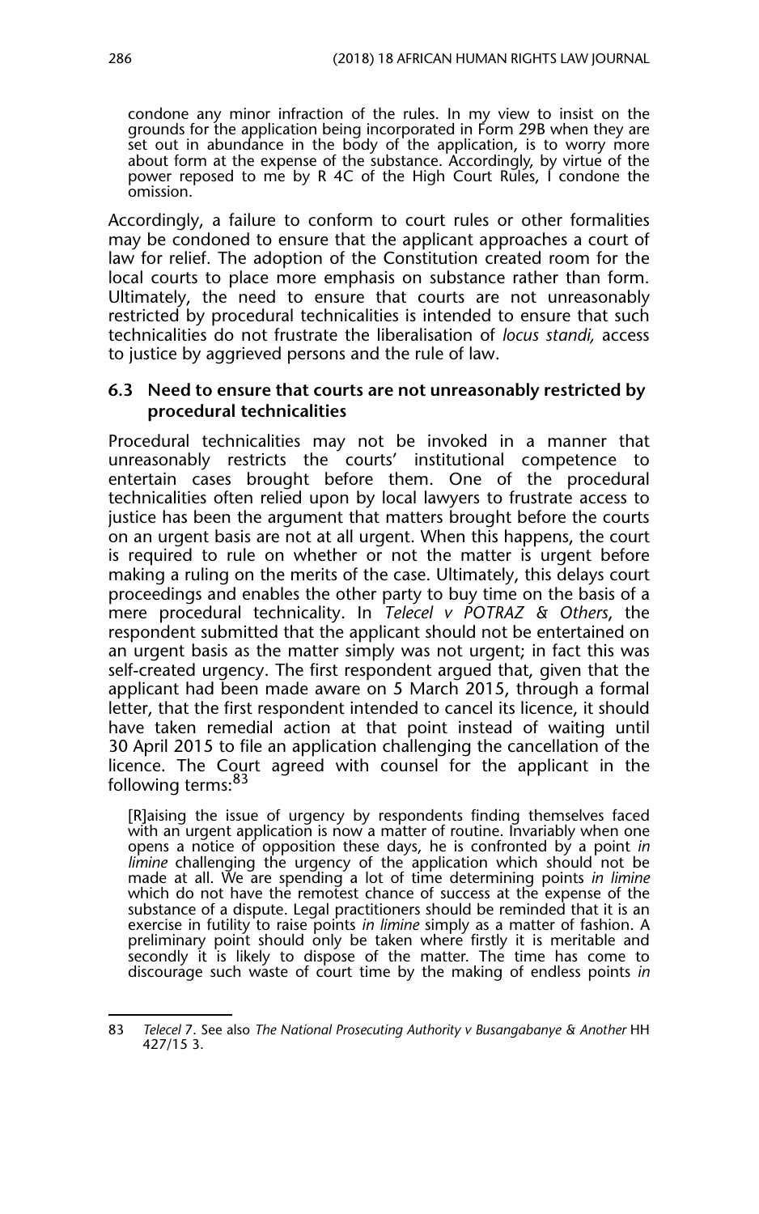> condone any minor infraction of the rules. In my view to insist on the grounds for the application being incorporated in Form 29B when they are set out in abundance in the body of the application, is to worry more about form at the expense of the substance. Accordingly, by virtue of the power reposed to me by R 4C of the High Court Rules, I condone the omission.

Accordingly, a failure to conform to court rules or other formalities may be condoned to ensure that the applicant approaches a court of law for relief. The adoption of the Constitution created room for the local courts to place more emphasis on substance rather than form. Ultimately, the need to ensure that courts are not unreasonably restricted by procedural technicalities is intended to ensure that such technicalities do not frustrate the liberalisation of *locus standi,* access to justice by aggrieved persons and the rule of law.

### 6.3 Need to ensure that courts are not unreasonably restricted by procedural technicalities

Procedural technicalities may not be invoked in a manner that unreasonably restricts the courts' institutional competence to entertain cases brought before them. One of the procedural technicalities often relied upon by local lawyers to frustrate access to justice has been the argument that matters brought before the courts on an urgent basis are not at all urgent. When this happens, the court is required to rule on whether or not the matter is urgent before making a ruling on the merits of the case. Ultimately, this delays court proceedings and enables the other party to buy time on the basis of a mere procedural technicality. In *Telecel v POTRAZ & Others*, the respondent submitted that the applicant should not be entertained on an urgent basis as the matter simply was not urgent; in fact this was self-created urgency. The first respondent argued that, given that the applicant had been made aware on 5 March 2015, through a formal letter, that the first respondent intended to cancel its licence, it should have taken remedial action at that point instead of waiting until 30 April 2015 to file an application challenging the cancellation of the licence. The Court agreed with counsel for the applicant in the following terms:[83]

> [R]aising the issue of urgency by respondents finding themselves faced with an urgent application is now a matter of routine. Invariably when one opens a notice of opposition these days, he is confronted by a point *in limine* challenging the urgency of the application which should not be made at all. We are spending a lot of time determining points *in limine* which do not have the remotest chance of success at the expense of the substance of a dispute. Legal practitioners should be reminded that it is an exercise in futility to raise points *in limine* simply as a matter of fashion. A preliminary point should only be taken where firstly it is meritable and secondly it is likely to dispose of the matter. The time has come to discourage such waste of court time by the making of endless points *in*

---

83 *Telecel* 7. See also *The National Prosecuting Authority v Busangabanye & Another* HH 427/15 3.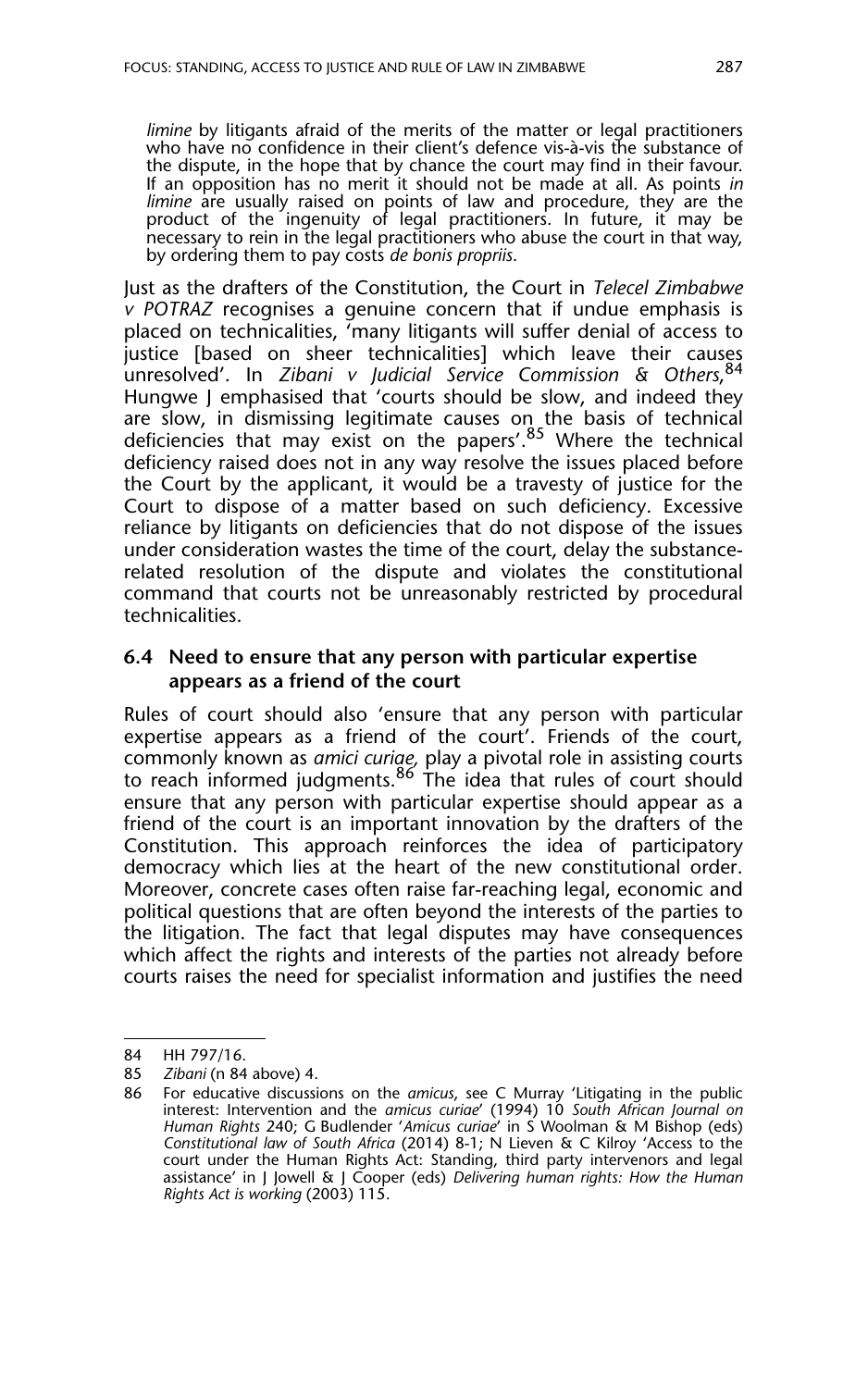*limine* by litigants afraid of the merits of the matter or legal practitioners who have no confidence in their client's defence vis-à-vis the substance of the dispute, in the hope that by chance the court may find in their favour. If an opposition has no merit it should not be made at all. As points *in limine* are usually raised on points of law and procedure, they are the product of the ingenuity of legal practitioners. In future, it may be necessary to rein in the legal practitioners who abuse the court in that way, by ordering them to pay costs *de bonis propriis*.

Just as the drafters of the Constitution, the Court in *Telecel Zimbabwe v POTRAZ* recognises a genuine concern that if undue emphasis is placed on technicalities, 'many litigants will suffer denial of access to justice [based on sheer technicalities] which leave their causes unresolved'. In *Zibani v Judicial Service Commission & Others*,[84] Hungwe J emphasised that 'courts should be slow, and indeed they are slow, in dismissing legitimate causes on the basis of technical deficiencies that may exist on the papers'.[85] Where the technical deficiency raised does not in any way resolve the issues placed before the Court by the applicant, it would be a travesty of justice for the Court to dispose of a matter based on such deficiency. Excessive reliance by litigants on deficiencies that do not dispose of the issues under consideration wastes the time of the court, delay the substance-related resolution of the dispute and violates the constitutional command that courts not be unreasonably restricted by procedural technicalities.

### 6.4 Need to ensure that any person with particular expertise appears as a friend of the court

Rules of court should also 'ensure that any person with particular expertise appears as a friend of the court'. Friends of the court, commonly known as *amici curiae,* play a pivotal role in assisting courts to reach informed judgments.[86] The idea that rules of court should ensure that any person with particular expertise should appear as a friend of the court is an important innovation by the drafters of the Constitution. This approach reinforces the idea of participatory democracy which lies at the heart of the new constitutional order. Moreover, concrete cases often raise far-reaching legal, economic and political questions that are often beyond the interests of the parties to the litigation. The fact that legal disputes may have consequences which affect the rights and interests of the parties not already before courts raises the need for specialist information and justifies the need

---

84 HH 797/16.

85 *Zibani* (n 84 above) 4.

86 For educative discussions on the *amicus*, see C Murray 'Litigating in the public interest: Intervention and the *amicus curiae*' (1994) 10 *South African Journal on Human Rights* 240; G Budlender '*Amicus curiae*' in S Woolman & M Bishop (eds) *Constitutional law of South Africa* (2014) 8-1; N Lieven & C Kilroy 'Access to the court under the Human Rights Act: Standing, third party intervenors and legal assistance' in J Jowell & J Cooper (eds) *Delivering human rights: How the Human Rights Act is working* (2003) 115.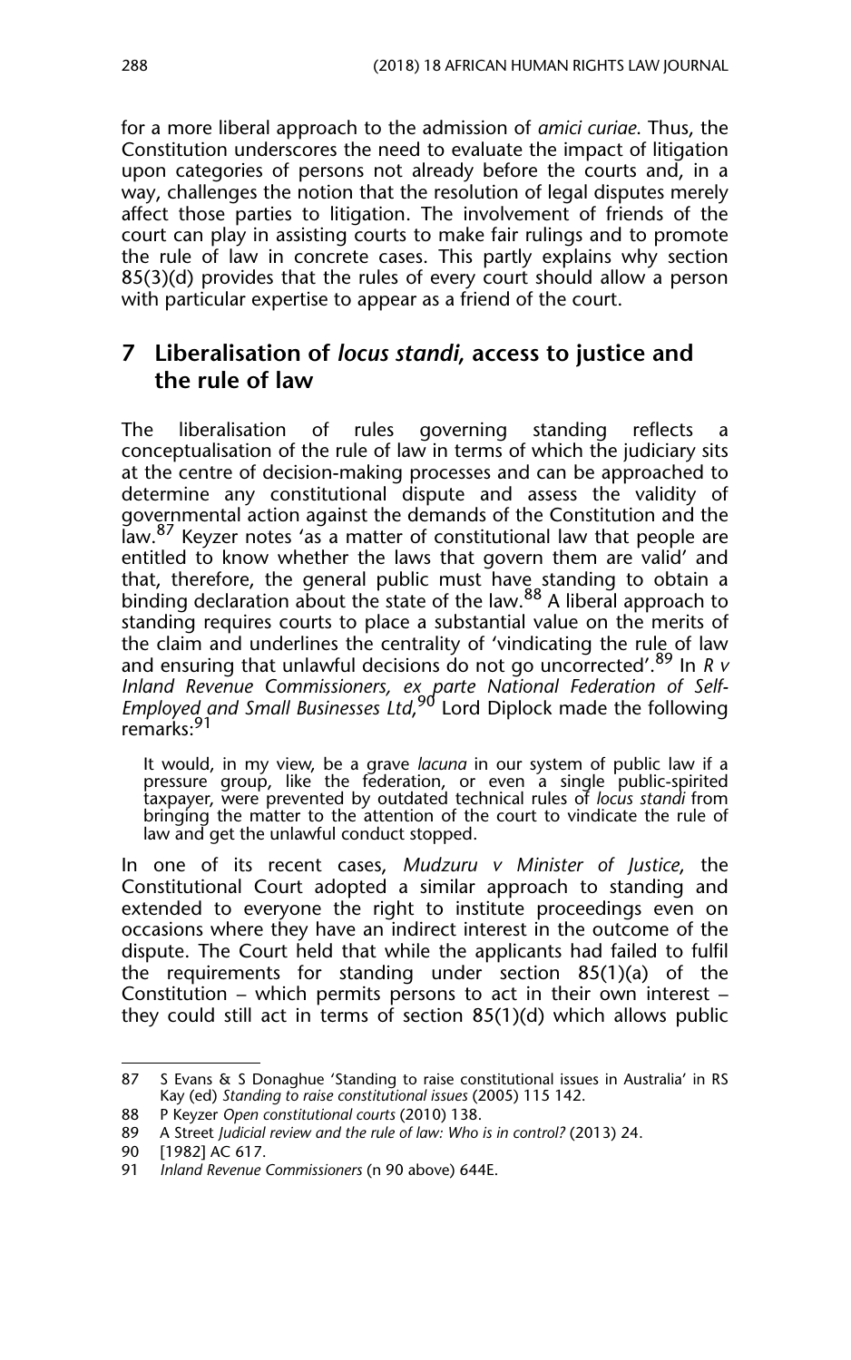for a more liberal approach to the admission of *amici curiae*. Thus, the Constitution underscores the need to evaluate the impact of litigation upon categories of persons not already before the courts and, in a way, challenges the notion that the resolution of legal disputes merely affect those parties to litigation. The involvement of friends of the court can play in assisting courts to make fair rulings and to promote the rule of law in concrete cases. This partly explains why section 85(3)(d) provides that the rules of every court should allow a person with particular expertise to appear as a friend of the court.

## 7 Liberalisation of *locus standi*, access to justice and the rule of law

The liberalisation of rules governing standing reflects a conceptualisation of the rule of law in terms of which the judiciary sits at the centre of decision-making processes and can be approached to determine any constitutional dispute and assess the validity of governmental action against the demands of the Constitution and the law.[87] Keyzer notes 'as a matter of constitutional law that people are entitled to know whether the laws that govern them are valid' and that, therefore, the general public must have standing to obtain a binding declaration about the state of the law.[88] A liberal approach to standing requires courts to place a substantial value on the merits of the claim and underlines the centrality of 'vindicating the rule of law and ensuring that unlawful decisions do not go uncorrected'.[89] In *R v Inland Revenue Commissioners, ex parte National Federation of Self-Employed and Small Businesses Ltd*,[90] Lord Diplock made the following remarks:[91]

> It would, in my view, be a grave *lacuna* in our system of public law if a pressure group, like the federation, or even a single public-spirited taxpayer, were prevented by outdated technical rules of *locus standi* from bringing the matter to the attention of the court to vindicate the rule of law and get the unlawful conduct stopped.

In one of its recent cases, *Mudzuru v Minister of Justice*, the Constitutional Court adopted a similar approach to standing and extended to everyone the right to institute proceedings even on occasions where they have an indirect interest in the outcome of the dispute. The Court held that while the applicants had failed to fulfil the requirements for standing under section 85(1)(a) of the Constitution – which permits persons to act in their own interest – they could still act in terms of section 85(1)(d) which allows public

---

87 S Evans & S Donaghue 'Standing to raise constitutional issues in Australia' in RS Kay (ed) *Standing to raise constitutional issues* (2005) 115 142.

88 P Keyzer *Open constitutional courts* (2010) 138.

89 A Street *Judicial review and the rule of law: Who is in control?* (2013) 24.

90 [1982] AC 617.

91 *Inland Revenue Commissioners* (n 90 above) 644E.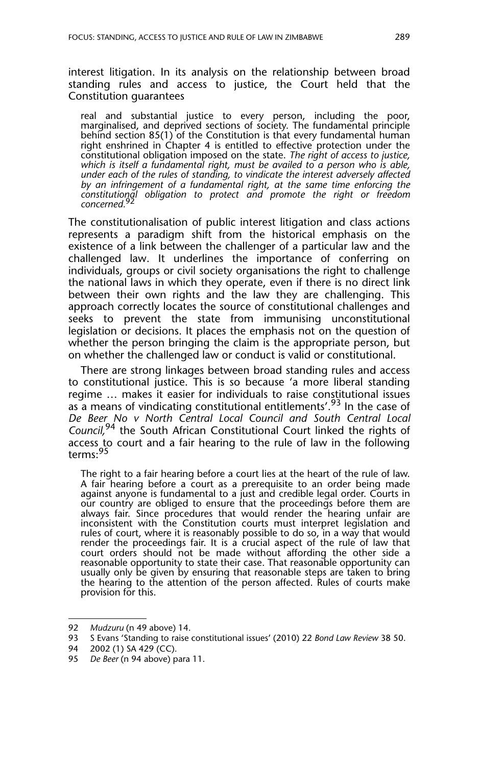interest litigation. In its analysis on the relationship between broad standing rules and access to justice, the Court held that the Constitution guarantees

> real and substantial justice to every person, including the poor, marginalised, and deprived sections of society. The fundamental principle behind section 85(1) of the Constitution is that every fundamental human right enshrined in Chapter 4 is entitled to effective protection under the constitutional obligation imposed on the state. *The right of access to justice, which is itself a fundamental right, must be availed to a person who is able, under each of the rules of standing, to vindicate the interest adversely affected by an infringement of a fundamental right, at the same time enforcing the constitutional obligation to protect and promote the right or freedom concerned.*[92]

The constitutionalisation of public interest litigation and class actions represents a paradigm shift from the historical emphasis on the existence of a link between the challenger of a particular law and the challenged law. It underlines the importance of conferring on individuals, groups or civil society organisations the right to challenge the national laws in which they operate, even if there is no direct link between their own rights and the law they are challenging. This approach correctly locates the source of constitutional challenges and seeks to prevent the state from immunising unconstitutional legislation or decisions. It places the emphasis not on the question of whether the person bringing the claim is the appropriate person, but on whether the challenged law or conduct is valid or constitutional.

There are strong linkages between broad standing rules and access to constitutional justice. This is so because 'a more liberal standing regime … makes it easier for individuals to raise constitutional issues as a means of vindicating constitutional entitlements'.[93] In the case of *De Beer No v North Central Local Council and South Central Local Council,*[94] the South African Constitutional Court linked the rights of access to court and a fair hearing to the rule of law in the following terms:[95]

> The right to a fair hearing before a court lies at the heart of the rule of law. A fair hearing before a court as a prerequisite to an order being made against anyone is fundamental to a just and credible legal order. Courts in our country are obliged to ensure that the proceedings before them are always fair. Since procedures that would render the hearing unfair are inconsistent with the Constitution courts must interpret legislation and rules of court, where it is reasonably possible to do so, in a way that would render the proceedings fair. It is a crucial aspect of the rule of law that court orders should not be made without affording the other side a reasonable opportunity to state their case. That reasonable opportunity can usually only be given by ensuring that reasonable steps are taken to bring the hearing to the attention of the person affected. Rules of courts make provision for this.

---

92 *Mudzuru* (n 49 above) 14.

93 S Evans 'Standing to raise constitutional issues' (2010) 22 *Bond Law Review* 38 50.

94 2002 (1) SA 429 (CC).

95 *De Beer* (n 94 above) para 11.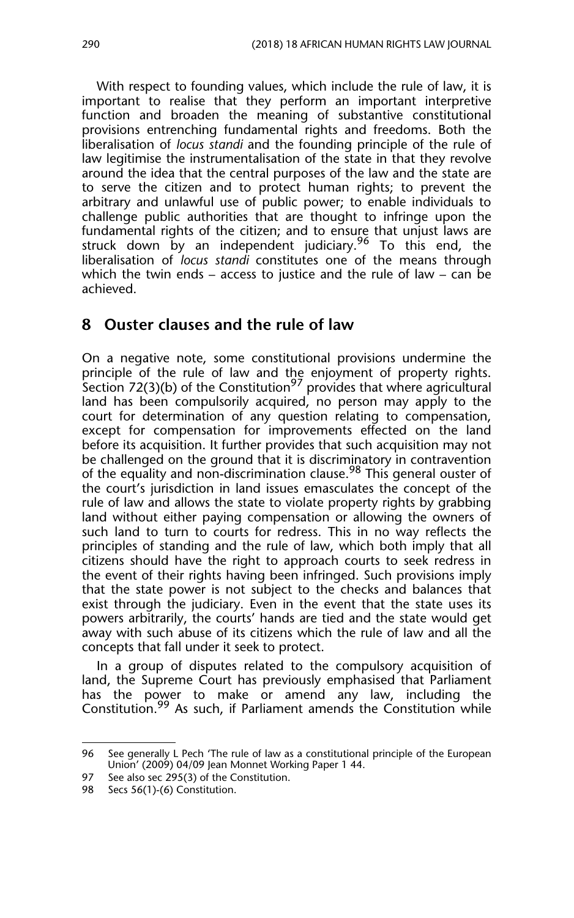With respect to founding values, which include the rule of law, it is important to realise that they perform an important interpretive function and broaden the meaning of substantive constitutional provisions entrenching fundamental rights and freedoms. Both the liberalisation of *locus standi* and the founding principle of the rule of law legitimise the instrumentalisation of the state in that they revolve around the idea that the central purposes of the law and the state are to serve the citizen and to protect human rights; to prevent the arbitrary and unlawful use of public power; to enable individuals to challenge public authorities that are thought to infringe upon the fundamental rights of the citizen; and to ensure that unjust laws are struck down by an independent judiciary.[96] To this end, the liberalisation of *locus standi* constitutes one of the means through which the twin ends – access to justice and the rule of law – can be achieved.

## 8 Ouster clauses and the rule of law

On a negative note, some constitutional provisions undermine the principle of the rule of law and the enjoyment of property rights. Section 72(3)(b) of the Constitution[97] provides that where agricultural land has been compulsorily acquired, no person may apply to the court for determination of any question relating to compensation, except for compensation for improvements effected on the land before its acquisition. It further provides that such acquisition may not be challenged on the ground that it is discriminatory in contravention of the equality and non-discrimination clause.[98] This general ouster of the court's jurisdiction in land issues emasculates the concept of the rule of law and allows the state to violate property rights by grabbing land without either paying compensation or allowing the owners of such land to turn to courts for redress. This in no way reflects the principles of standing and the rule of law, which both imply that all citizens should have the right to approach courts to seek redress in the event of their rights having been infringed. Such provisions imply that the state power is not subject to the checks and balances that exist through the judiciary. Even in the event that the state uses its powers arbitrarily, the courts' hands are tied and the state would get away with such abuse of its citizens which the rule of law and all the concepts that fall under it seek to protect.

In a group of disputes related to the compulsory acquisition of land, the Supreme Court has previously emphasised that Parliament has the power to make or amend any law, including the Constitution.[99] As such, if Parliament amends the Constitution while

---

96 See generally L Pech 'The rule of law as a constitutional principle of the European Union' (2009) 04/09 Jean Monnet Working Paper 1 44.

97 See also sec 295(3) of the Constitution.

98 Secs 56(1)-(6) Constitution.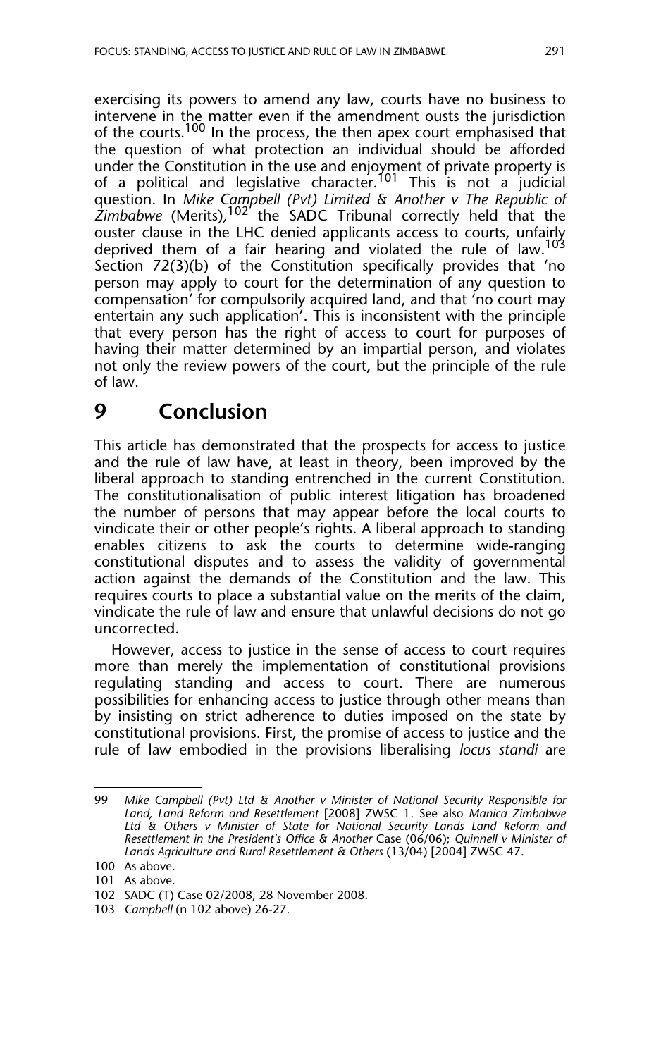exercising its powers to amend any law, courts have no business to intervene in the matter even if the amendment ousts the jurisdiction of the courts.[100] In the process, the then apex court emphasised that the question of what protection an individual should be afforded under the Constitution in the use and enjoyment of private property is of a political and legislative character.[101] This is not a judicial question. In *Mike Campbell (Pvt) Limited & Another v The Republic of Zimbabwe* (Merits),[102] the SADC Tribunal correctly held that the ouster clause in the LHC denied applicants access to courts, unfairly deprived them of a fair hearing and violated the rule of law.[103] Section 72(3)(b) of the Constitution specifically provides that 'no person may apply to court for the determination of any question to compensation' for compulsorily acquired land, and that 'no court may entertain any such application'. This is inconsistent with the principle that every person has the right of access to court for purposes of having their matter determined by an impartial person, and violates not only the review powers of the court, but the principle of the rule of law.

## 9 Conclusion

This article has demonstrated that the prospects for access to justice and the rule of law have, at least in theory, been improved by the liberal approach to standing entrenched in the current Constitution. The constitutionalisation of public interest litigation has broadened the number of persons that may appear before the local courts to vindicate their or other people's rights. A liberal approach to standing enables citizens to ask the courts to determine wide-ranging constitutional disputes and to assess the validity of governmental action against the demands of the Constitution and the law. This requires courts to place a substantial value on the merits of the claim, vindicate the rule of law and ensure that unlawful decisions do not go uncorrected.

However, access to justice in the sense of access to court requires more than merely the implementation of constitutional provisions regulating standing and access to court. There are numerous possibilities for enhancing access to justice through other means than by insisting on strict adherence to duties imposed on the state by constitutional provisions. First, the promise of access to justice and the rule of law embodied in the provisions liberalising *locus standi* are

---

99 *Mike Campbell (Pvt) Ltd & Another v Minister of National Security Responsible for Land, Land Reform and Resettlement* [2008] ZWSC 1. See also *Manica Zimbabwe Ltd & Others v Minister of State for National Security Lands Land Reform and Resettlement in the President's Office & Another* Case (06/06); *Quinnell v Minister of Lands Agriculture and Rural Resettlement & Others* (13/04) [2004] ZWSC 47.

100 As above.

101 As above.

102 SADC (T) Case 02/2008, 28 November 2008.

103 *Campbell* (n 102 above) 26-27.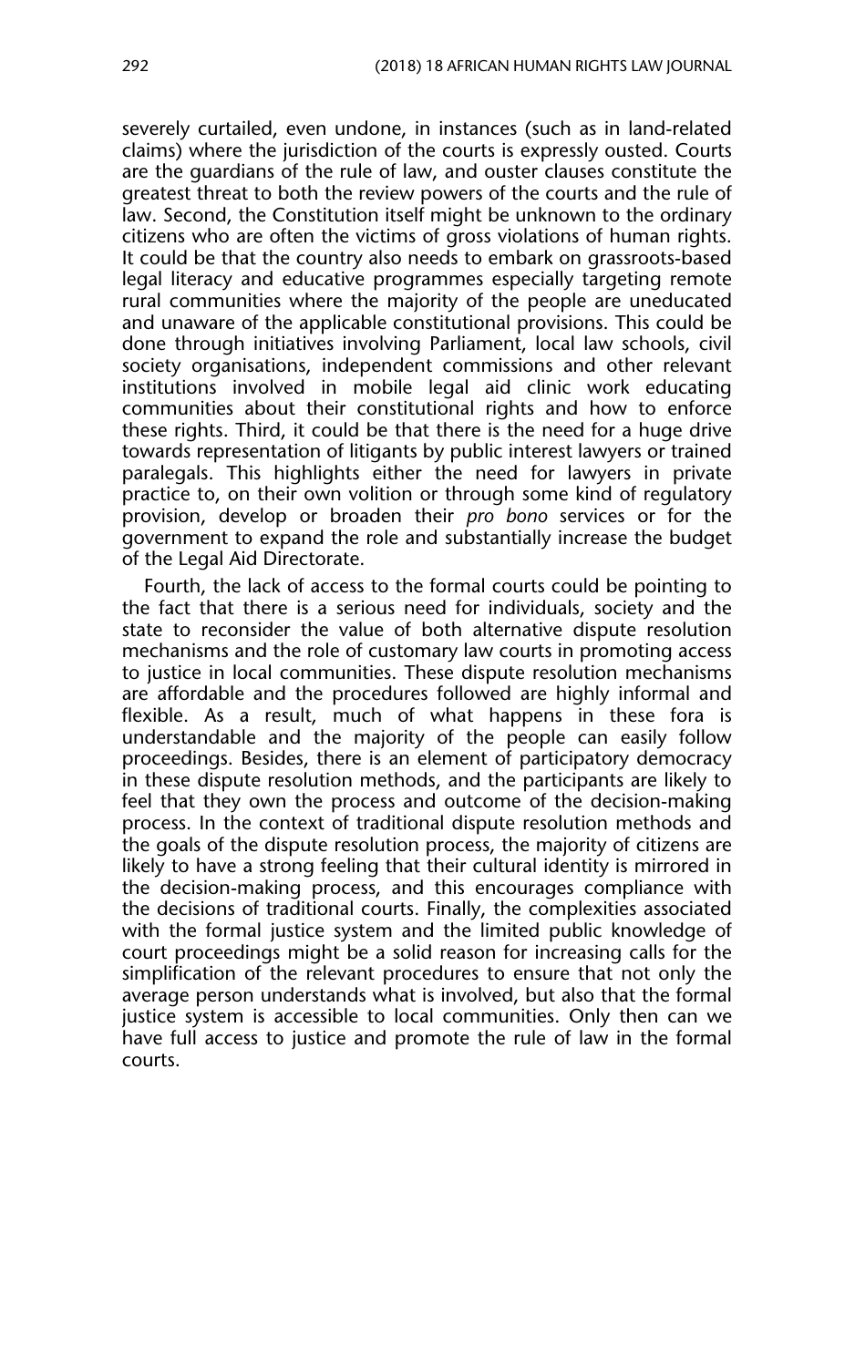severely curtailed, even undone, in instances (such as in land-related claims) where the jurisdiction of the courts is expressly ousted. Courts are the guardians of the rule of law, and ouster clauses constitute the greatest threat to both the review powers of the courts and the rule of law. Second, the Constitution itself might be unknown to the ordinary citizens who are often the victims of gross violations of human rights. It could be that the country also needs to embark on grassroots-based legal literacy and educative programmes especially targeting remote rural communities where the majority of the people are uneducated and unaware of the applicable constitutional provisions. This could be done through initiatives involving Parliament, local law schools, civil society organisations, independent commissions and other relevant institutions involved in mobile legal aid clinic work educating communities about their constitutional rights and how to enforce these rights. Third, it could be that there is the need for a huge drive towards representation of litigants by public interest lawyers or trained paralegals. This highlights either the need for lawyers in private practice to, on their own volition or through some kind of regulatory provision, develop or broaden their *pro bono* services or for the government to expand the role and substantially increase the budget of the Legal Aid Directorate.

Fourth, the lack of access to the formal courts could be pointing to the fact that there is a serious need for individuals, society and the state to reconsider the value of both alternative dispute resolution mechanisms and the role of customary law courts in promoting access to justice in local communities. These dispute resolution mechanisms are affordable and the procedures followed are highly informal and flexible. As a result, much of what happens in these fora is understandable and the majority of the people can easily follow proceedings. Besides, there is an element of participatory democracy in these dispute resolution methods, and the participants are likely to feel that they own the process and outcome of the decision-making process. In the context of traditional dispute resolution methods and the goals of the dispute resolution process, the majority of citizens are likely to have a strong feeling that their cultural identity is mirrored in the decision-making process, and this encourages compliance with the decisions of traditional courts. Finally, the complexities associated with the formal justice system and the limited public knowledge of court proceedings might be a solid reason for increasing calls for the simplification of the relevant procedures to ensure that not only the average person understands what is involved, but also that the formal justice system is accessible to local communities. Only then can we have full access to justice and promote the rule of law in the formal courts.